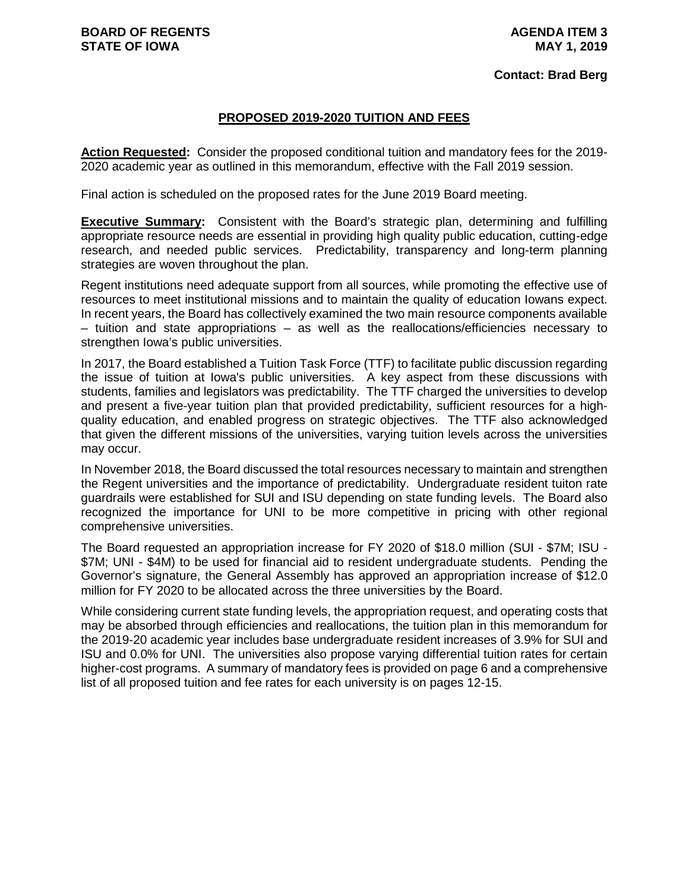**BOARD OF REGENTS**
**STATE OF IOWA**

**AGENDA ITEM 3**
**MAY 1, 2019**

**Contact: Brad Berg**

## PROPOSED 2019-2020 TUITION AND FEES

**Action Requested:** Consider the proposed conditional tuition and mandatory fees for the 2019-2020 academic year as outlined in this memorandum, effective with the Fall 2019 session.

Final action is scheduled on the proposed rates for the June 2019 Board meeting.

**Executive Summary:** Consistent with the Board's strategic plan, determining and fulfilling appropriate resource needs are essential in providing high quality public education, cutting-edge research, and needed public services. Predictability, transparency and long-term planning strategies are woven throughout the plan.

Regent institutions need adequate support from all sources, while promoting the effective use of resources to meet institutional missions and to maintain the quality of education Iowans expect. In recent years, the Board has collectively examined the two main resource components available – tuition and state appropriations – as well as the reallocations/efficiencies necessary to strengthen Iowa's public universities.

In 2017, the Board established a Tuition Task Force (TTF) to facilitate public discussion regarding the issue of tuition at Iowa's public universities. A key aspect from these discussions with students, families and legislators was predictability. The TTF charged the universities to develop and present a five-year tuition plan that provided predictability, sufficient resources for a high-quality education, and enabled progress on strategic objectives. The TTF also acknowledged that given the different missions of the universities, varying tuition levels across the universities may occur.

In November 2018, the Board discussed the total resources necessary to maintain and strengthen the Regent universities and the importance of predictability. Undergraduate resident tuiton rate guardrails were established for SUI and ISU depending on state funding levels. The Board also recognized the importance for UNI to be more competitive in pricing with other regional comprehensive universities.

The Board requested an appropriation increase for FY 2020 of $18.0 million (SUI - $7M; ISU - $7M; UNI - $4M) to be used for financial aid to resident undergraduate students. Pending the Governor's signature, the General Assembly has approved an appropriation increase of $12.0 million for FY 2020 to be allocated across the three universities by the Board.

While considering current state funding levels, the appropriation request, and operating costs that may be absorbed through efficiencies and reallocations, the tuition plan in this memorandum for the 2019-20 academic year includes base undergraduate resident increases of 3.9% for SUI and ISU and 0.0% for UNI. The universities also propose varying differential tuition rates for certain higher-cost programs. A summary of mandatory fees is provided on page 6 and a comprehensive list of all proposed tuition and fee rates for each university is on pages 12-15.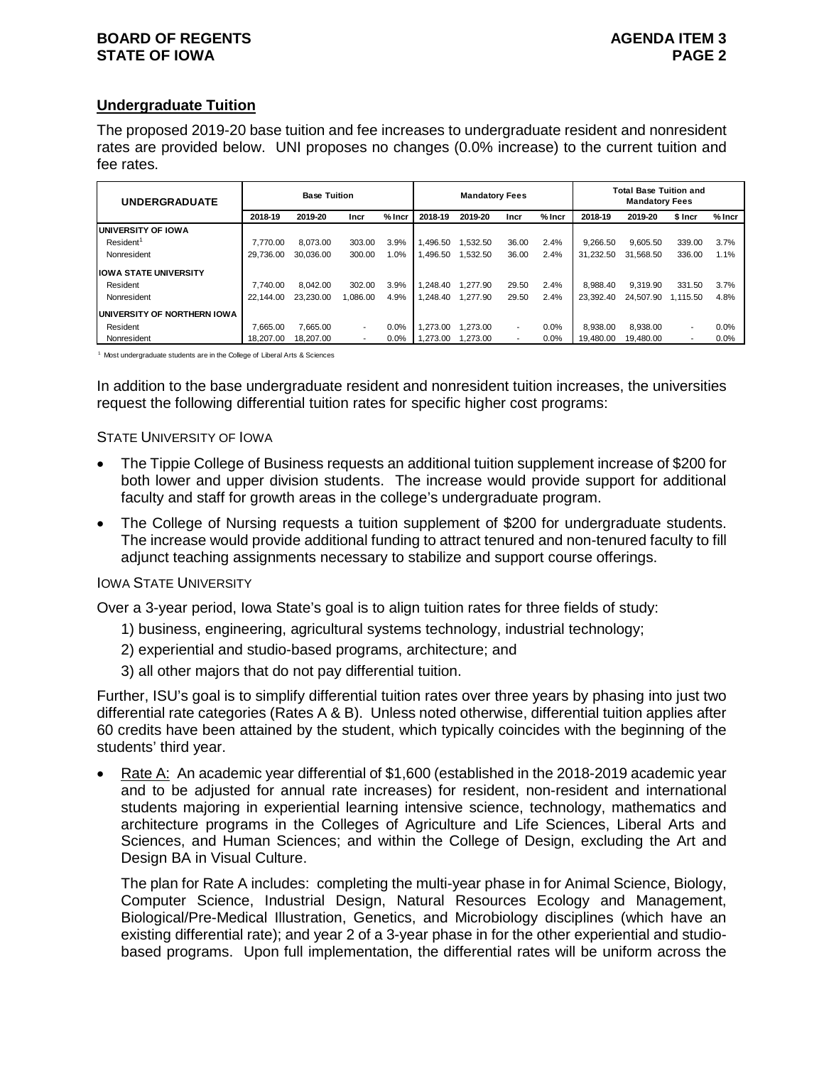## Undergraduate Tuition

The proposed 2019-20 base tuition and fee increases to undergraduate resident and nonresident rates are provided below. UNI proposes no changes (0.0% increase) to the current tuition and fee rates.

| UNDERGRADUATE | Base Tuition | | | | Mandatory Fees | | | | Total Base Tuition and Mandatory Fees | | | |
|---|---|---|---|---|---|---|---|---|---|---|---|---|
| | 2018-19 | 2019-20 | Incr | % Incr | 2018-19 | 2019-20 | Incr | % Incr | 2018-19 | 2019-20 | $ Incr | % Incr |
| **UNIVERSITY OF IOWA** | | | | | | | | | | | | |
| Resident[1] | 7,770.00 | 8,073.00 | 303.00 | 3.9% | 1,496.50 | 1,532.50 | 36.00 | 2.4% | 9,266.50 | 9,605.50 | 339.00 | 3.7% |
| Nonresident | 29,736.00 | 30,036.00 | 300.00 | 1.0% | 1,496.50 | 1,532.50 | 36.00 | 2.4% | 31,232.50 | 31,568.50 | 336.00 | 1.1% |
| **IOWA STATE UNIVERSITY** | | | | | | | | | | | | |
| Resident | 7,740.00 | 8,042.00 | 302.00 | 3.9% | 1,248.40 | 1,277.90 | 29.50 | 2.4% | 8,988.40 | 9,319.90 | 331.50 | 3.7% |
| Nonresident | 22,144.00 | 23,230.00 | 1,086.00 | 4.9% | 1,248.40 | 1,277.90 | 29.50 | 2.4% | 23,392.40 | 24,507.90 | 1,115.50 | 4.8% |
| **UNIVERSITY OF NORTHERN IOWA** | | | | | | | | | | | | |
| Resident | 7,665.00 | 7,665.00 | - | 0.0% | 1,273.00 | 1,273.00 | - | 0.0% | 8,938.00 | 8,938.00 | - | 0.0% |
| Nonresident | 18,207.00 | 18,207.00 | - | 0.0% | 1,273.00 | 1,273.00 | - | 0.0% | 19,480.00 | 19,480.00 | - | 0.0% |

[1] Most undergraduate students are in the College of Liberal Arts & Sciences

In addition to the base undergraduate resident and nonresident tuition increases, the universities request the following differential tuition rates for specific higher cost programs:

STATE UNIVERSITY OF IOWA

- The Tippie College of Business requests an additional tuition supplement increase of $200 for both lower and upper division students. The increase would provide support for additional faculty and staff for growth areas in the college's undergraduate program.
- The College of Nursing requests a tuition supplement of $200 for undergraduate students. The increase would provide additional funding to attract tenured and non-tenured faculty to fill adjunct teaching assignments necessary to stabilize and support course offerings.

IOWA STATE UNIVERSITY

Over a 3-year period, Iowa State's goal is to align tuition rates for three fields of study:

1) business, engineering, agricultural systems technology, industrial technology;
2) experiential and studio-based programs, architecture; and
3) all other majors that do not pay differential tuition.

Further, ISU's goal is to simplify differential tuition rates over three years by phasing into just two differential rate categories (Rates A & B). Unless noted otherwise, differential tuition applies after 60 credits have been attained by the student, which typically coincides with the beginning of the students' third year.

- Rate A: An academic year differential of $1,600 (established in the 2018-2019 academic year and to be adjusted for annual rate increases) for resident, non-resident and international students majoring in experiential learning intensive science, technology, mathematics and architecture programs in the Colleges of Agriculture and Life Sciences, Liberal Arts and Sciences, and Human Sciences; and within the College of Design, excluding the Art and Design BA in Visual Culture.

  The plan for Rate A includes: completing the multi-year phase in for Animal Science, Biology, Computer Science, Industrial Design, Natural Resources Ecology and Management, Biological/Pre-Medical Illustration, Genetics, and Microbiology disciplines (which have an existing differential rate); and year 2 of a 3-year phase in for the other experiential and studio-based programs. Upon full implementation, the differential rates will be uniform across the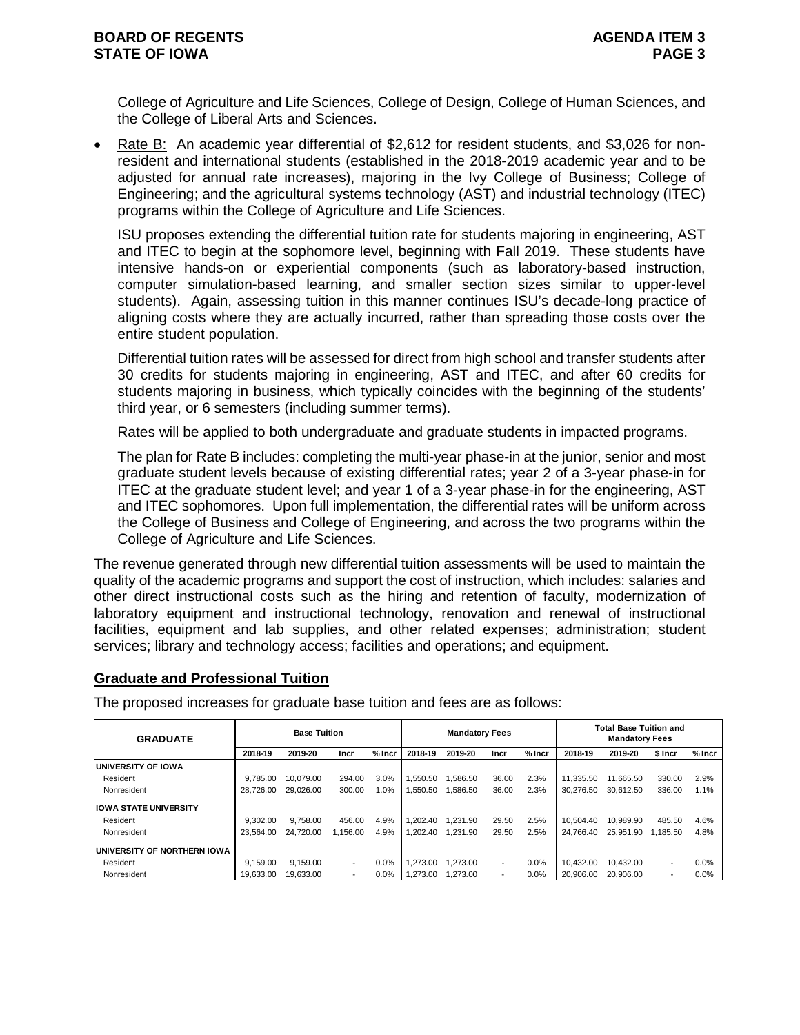College of Agriculture and Life Sciences, College of Design, College of Human Sciences, and the College of Liberal Arts and Sciences.

- Rate B: An academic year differential of $2,612 for resident students, and $3,026 for non-resident and international students (established in the 2018-2019 academic year and to be adjusted for annual rate increases), majoring in the Ivy College of Business; College of Engineering; and the agricultural systems technology (AST) and industrial technology (ITEC) programs within the College of Agriculture and Life Sciences.

  ISU proposes extending the differential tuition rate for students majoring in engineering, AST and ITEC to begin at the sophomore level, beginning with Fall 2019. These students have intensive hands-on or experiential components (such as laboratory-based instruction, computer simulation-based learning, and smaller section sizes similar to upper-level students). Again, assessing tuition in this manner continues ISU's decade-long practice of aligning costs where they are actually incurred, rather than spreading those costs over the entire student population.

  Differential tuition rates will be assessed for direct from high school and transfer students after 30 credits for students majoring in engineering, AST and ITEC, and after 60 credits for students majoring in business, which typically coincides with the beginning of the students' third year, or 6 semesters (including summer terms).

  Rates will be applied to both undergraduate and graduate students in impacted programs.

  The plan for Rate B includes: completing the multi-year phase-in at the junior, senior and most graduate student levels because of existing differential rates; year 2 of a 3-year phase-in for ITEC at the graduate student level; and year 1 of a 3-year phase-in for the engineering, AST and ITEC sophomores. Upon full implementation, the differential rates will be uniform across the College of Business and College of Engineering, and across the two programs within the College of Agriculture and Life Sciences.

The revenue generated through new differential tuition assessments will be used to maintain the quality of the academic programs and support the cost of instruction, which includes: salaries and other direct instructional costs such as the hiring and retention of faculty, modernization of laboratory equipment and instructional technology, renovation and renewal of instructional facilities, equipment and lab supplies, and other related expenses; administration; student services; library and technology access; facilities and operations; and equipment.

## Graduate and Professional Tuition

The proposed increases for graduate base tuition and fees are as follows:

| GRADUATE | Base Tuition | | | | Mandatory Fees | | | | Total Base Tuition and Mandatory Fees | | | |
|---|---|---|---|---|---|---|---|---|---|---|---|---|
| | 2018-19 | 2019-20 | Incr | % Incr | 2018-19 | 2019-20 | Incr | % Incr | 2018-19 | 2019-20 | $ Incr | % Incr |
| **UNIVERSITY OF IOWA** | | | | | | | | | | | | |
| Resident | 9,785.00 | 10,079.00 | 294.00 | 3.0% | 1,550.50 | 1,586.50 | 36.00 | 2.3% | 11,335.50 | 11,665.50 | 330.00 | 2.9% |
| Nonresident | 28,726.00 | 29,026.00 | 300.00 | 1.0% | 1,550.50 | 1,586.50 | 36.00 | 2.3% | 30,276.50 | 30,612.50 | 336.00 | 1.1% |
| **IOWA STATE UNIVERSITY** | | | | | | | | | | | | |
| Resident | 9,302.00 | 9,758.00 | 456.00 | 4.9% | 1,202.40 | 1,231.90 | 29.50 | 2.5% | 10,504.40 | 10,989.90 | 485.50 | 4.6% |
| Nonresident | 23,564.00 | 24,720.00 | 1,156.00 | 4.9% | 1,202.40 | 1,231.90 | 29.50 | 2.5% | 24,766.40 | 25,951.90 | 1,185.50 | 4.8% |
| **UNIVERSITY OF NORTHERN IOWA** | | | | | | | | | | | | |
| Resident | 9,159.00 | 9,159.00 | - | 0.0% | 1,273.00 | 1,273.00 | - | 0.0% | 10,432.00 | 10,432.00 | - | 0.0% |
| Nonresident | 19,633.00 | 19,633.00 | - | 0.0% | 1,273.00 | 1,273.00 | - | 0.0% | 20,906.00 | 20,906.00 | - | 0.0% |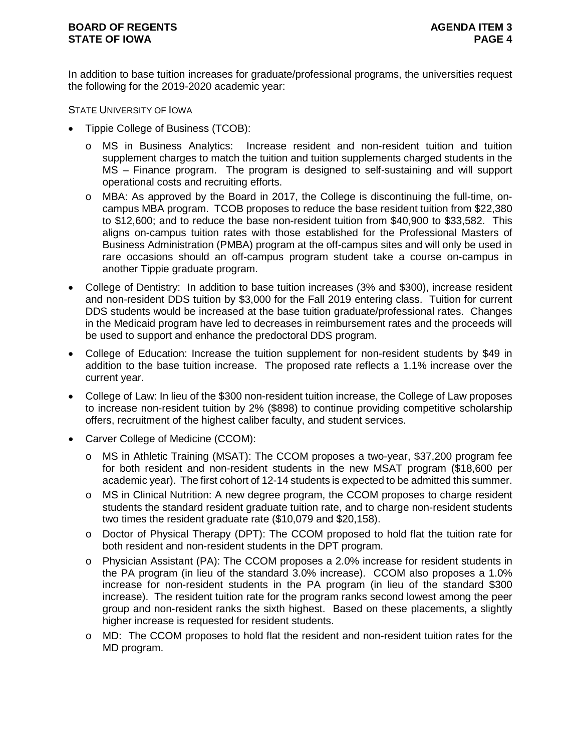In addition to base tuition increases for graduate/professional programs, the universities request the following for the 2019-2020 academic year:

STATE UNIVERSITY OF IOWA

- Tippie College of Business (TCOB):
  - MS in Business Analytics: Increase resident and non-resident tuition and tuition supplement charges to match the tuition and tuition supplements charged students in the MS – Finance program. The program is designed to self-sustaining and will support operational costs and recruiting efforts.
  - MBA: As approved by the Board in 2017, the College is discontinuing the full-time, on-campus MBA program. TCOB proposes to reduce the base resident tuition from $22,380 to $12,600; and to reduce the base non-resident tuition from $40,900 to $33,582. This aligns on-campus tuition rates with those established for the Professional Masters of Business Administration (PMBA) program at the off-campus sites and will only be used in rare occasions should an off-campus program student take a course on-campus in another Tippie graduate program.
- College of Dentistry: In addition to base tuition increases (3% and $300), increase resident and non-resident DDS tuition by $3,000 for the Fall 2019 entering class. Tuition for current DDS students would be increased at the base tuition graduate/professional rates. Changes in the Medicaid program have led to decreases in reimbursement rates and the proceeds will be used to support and enhance the predoctoral DDS program.
- College of Education: Increase the tuition supplement for non-resident students by $49 in addition to the base tuition increase. The proposed rate reflects a 1.1% increase over the current year.
- College of Law: In lieu of the $300 non-resident tuition increase, the College of Law proposes to increase non-resident tuition by 2% ($898) to continue providing competitive scholarship offers, recruitment of the highest caliber faculty, and student services.
- Carver College of Medicine (CCOM):
  - MS in Athletic Training (MSAT): The CCOM proposes a two-year, $37,200 program fee for both resident and non-resident students in the new MSAT program ($18,600 per academic year). The first cohort of 12-14 students is expected to be admitted this summer.
  - MS in Clinical Nutrition: A new degree program, the CCOM proposes to charge resident students the standard resident graduate tuition rate, and to charge non-resident students two times the resident graduate rate ($10,079 and $20,158).
  - Doctor of Physical Therapy (DPT): The CCOM proposed to hold flat the tuition rate for both resident and non-resident students in the DPT program.
  - Physician Assistant (PA): The CCOM proposes a 2.0% increase for resident students in the PA program (in lieu of the standard 3.0% increase). CCOM also proposes a 1.0% increase for non-resident students in the PA program (in lieu of the standard $300 increase). The resident tuition rate for the program ranks second lowest among the peer group and non-resident ranks the sixth highest. Based on these placements, a slightly higher increase is requested for resident students.
  - MD: The CCOM proposes to hold flat the resident and non-resident tuition rates for the MD program.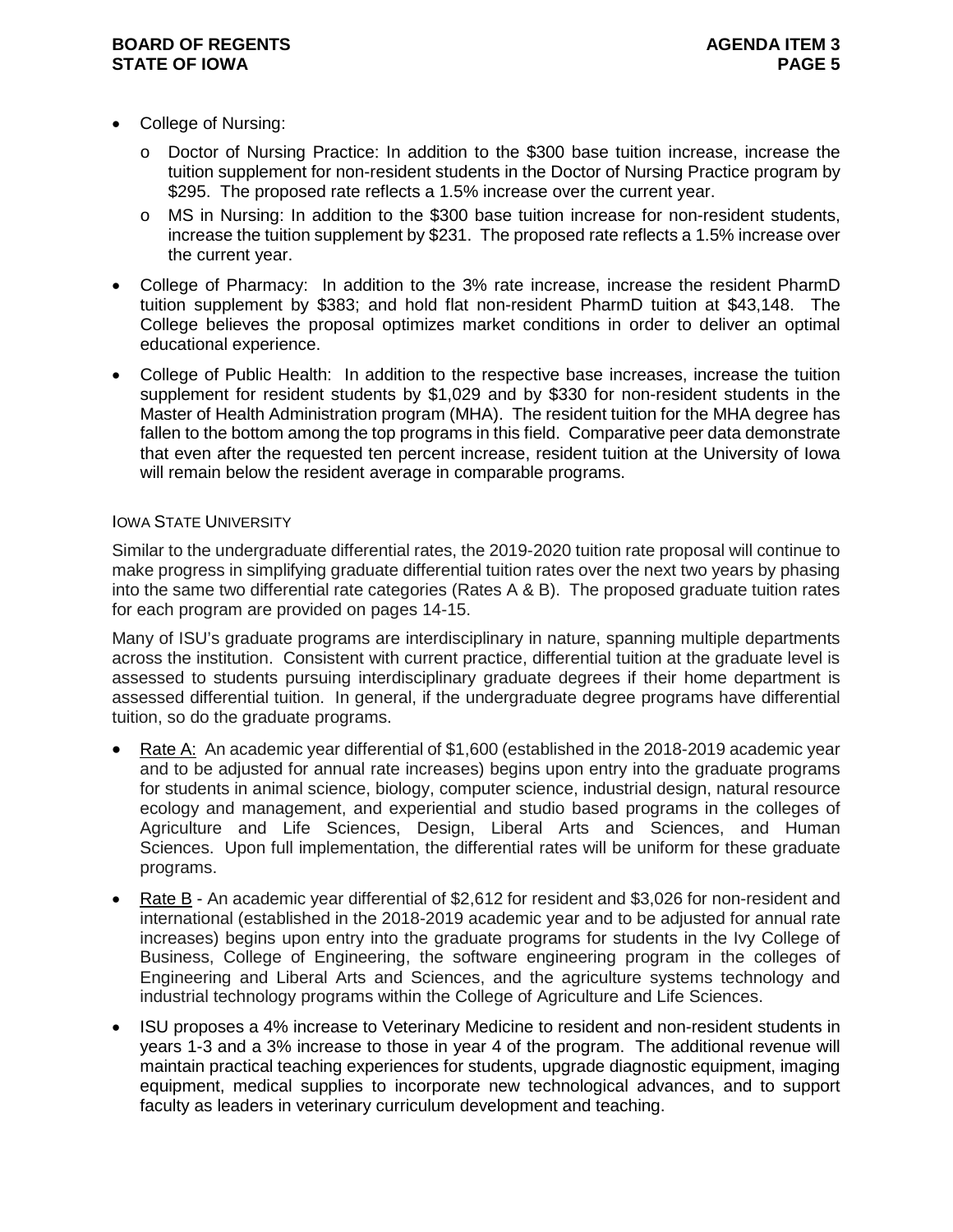- College of Nursing:
  - Doctor of Nursing Practice: In addition to the $300 base tuition increase, increase the tuition supplement for non-resident students in the Doctor of Nursing Practice program by $295. The proposed rate reflects a 1.5% increase over the current year.
  - MS in Nursing: In addition to the $300 base tuition increase for non-resident students, increase the tuition supplement by $231. The proposed rate reflects a 1.5% increase over the current year.
- College of Pharmacy: In addition to the 3% rate increase, increase the resident PharmD tuition supplement by $383; and hold flat non-resident PharmD tuition at $43,148. The College believes the proposal optimizes market conditions in order to deliver an optimal educational experience.
- College of Public Health: In addition to the respective base increases, increase the tuition supplement for resident students by $1,029 and by $330 for non-resident students in the Master of Health Administration program (MHA). The resident tuition for the MHA degree has fallen to the bottom among the top programs in this field. Comparative peer data demonstrate that even after the requested ten percent increase, resident tuition at the University of Iowa will remain below the resident average in comparable programs.

### IOWA STATE UNIVERSITY

Similar to the undergraduate differential rates, the 2019-2020 tuition rate proposal will continue to make progress in simplifying graduate differential tuition rates over the next two years by phasing into the same two differential rate categories (Rates A & B). The proposed graduate tuition rates for each program are provided on pages 14-15.

Many of ISU's graduate programs are interdisciplinary in nature, spanning multiple departments across the institution. Consistent with current practice, differential tuition at the graduate level is assessed to students pursuing interdisciplinary graduate degrees if their home department is assessed differential tuition. In general, if the undergraduate degree programs have differential tuition, so do the graduate programs.

- <u>Rate A:</u> An academic year differential of $1,600 (established in the 2018-2019 academic year and to be adjusted for annual rate increases) begins upon entry into the graduate programs for students in animal science, biology, computer science, industrial design, natural resource ecology and management, and experiential and studio based programs in the colleges of Agriculture and Life Sciences, Design, Liberal Arts and Sciences, and Human Sciences. Upon full implementation, the differential rates will be uniform for these graduate programs.
- <u>Rate B</u> - An academic year differential of $2,612 for resident and $3,026 for non-resident and international (established in the 2018-2019 academic year and to be adjusted for annual rate increases) begins upon entry into the graduate programs for students in the Ivy College of Business, College of Engineering, the software engineering program in the colleges of Engineering and Liberal Arts and Sciences, and the agriculture systems technology and industrial technology programs within the College of Agriculture and Life Sciences.
- ISU proposes a 4% increase to Veterinary Medicine to resident and non-resident students in years 1-3 and a 3% increase to those in year 4 of the program. The additional revenue will maintain practical teaching experiences for students, upgrade diagnostic equipment, imaging equipment, medical supplies to incorporate new technological advances, and to support faculty as leaders in veterinary curriculum development and teaching.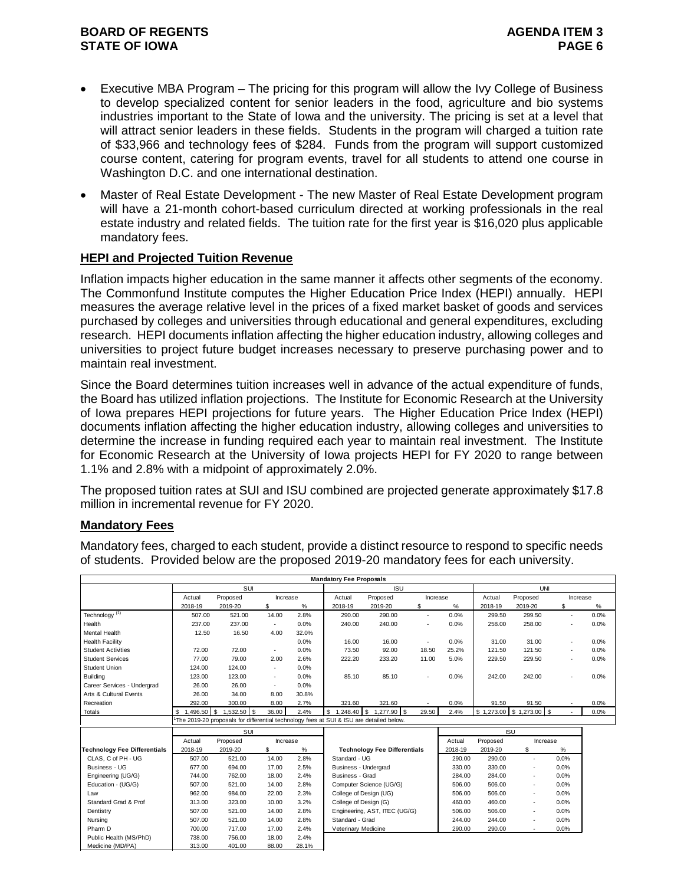- Executive MBA Program – The pricing for this program will allow the Ivy College of Business to develop specialized content for senior leaders in the food, agriculture and bio systems industries important to the State of Iowa and the university. The pricing is set at a level that will attract senior leaders in these fields. Students in the program will charged a tuition rate of $33,966 and technology fees of $284. Funds from the program will support customized course content, catering for program events, travel for all students to attend one course in Washington D.C. and one international destination.
- Master of Real Estate Development - The new Master of Real Estate Development program will have a 21-month cohort-based curriculum directed at working professionals in the real estate industry and related fields. The tuition rate for the first year is $16,020 plus applicable mandatory fees.

## HEPI and Projected Tuition Revenue

Inflation impacts higher education in the same manner it affects other segments of the economy. The Commonfund Institute computes the Higher Education Price Index (HEPI) annually. HEPI measures the average relative level in the prices of a fixed market basket of goods and services purchased by colleges and universities through educational and general expenditures, excluding research. HEPI documents inflation affecting the higher education industry, allowing colleges and universities to project future budget increases necessary to preserve purchasing power and to maintain real investment.

Since the Board determines tuition increases well in advance of the actual expenditure of funds, the Board has utilized inflation projections. The Institute for Economic Research at the University of Iowa prepares HEPI projections for future years. The Higher Education Price Index (HEPI) documents inflation affecting the higher education industry, allowing colleges and universities to determine the increase in funding required each year to maintain real investment. The Institute for Economic Research at the University of Iowa projects HEPI for FY 2020 to range between 1.1% and 2.8% with a midpoint of approximately 2.0%.

The proposed tuition rates at SUI and ISU combined are projected generate approximately $17.8 million in incremental revenue for FY 2020.

## Mandatory Fees

Mandatory fees, charged to each student, provide a distinct resource to respond to specific needs of students. Provided below are the proposed 2019-20 mandatory fees for each university.

**Mandatory Fee Proposals**

| | SUI | | | | ISU | | | | UNI | | | |
|---|---|---|---|---|---|---|---|---|---|---|---|---|
| | Actual | Proposed | Increase | | Actual | Proposed | Increase | | Actual | Proposed | Increase | |
| | 2018-19 | 2019-20 | $ | % | 2018-19 | 2019-20 | $ | % | 2018-19 | 2019-20 | $ | % |
| Technology [1] | 507.00 | 521.00 | 14.00 | 2.8% | 290.00 | 290.00 | - | 0.0% | 299.50 | 299.50 | - | 0.0% |
| Health | 237.00 | 237.00 | - | 0.0% | 240.00 | 240.00 | - | 0.0% | 258.00 | 258.00 | - | 0.0% |
| Mental Health | 12.50 | 16.50 | 4.00 | 32.0% | | | | | | | | |
| Health Facility | | | | 0.0% | 16.00 | 16.00 | - | 0.0% | 31.00 | 31.00 | - | 0.0% |
| Student Activities | 72.00 | 72.00 | - | 0.0% | 73.50 | 92.00 | 18.50 | 25.2% | 121.50 | 121.50 | - | 0.0% |
| Student Services | 77.00 | 79.00 | 2.00 | 2.6% | 222.20 | 233.20 | 11.00 | 5.0% | 229.50 | 229.50 | - | 0.0% |
| Student Union | 124.00 | 124.00 | - | 0.0% | | | | | | | | |
| Building | 123.00 | 123.00 | - | 0.0% | 85.10 | 85.10 | - | 0.0% | 242.00 | 242.00 | - | 0.0% |
| Career Services - Undergrad | 26.00 | 26.00 | - | 0.0% | | | | | | | | |
| Arts & Cultural Events | 26.00 | 34.00 | 8.00 | 30.8% | | | | | | | | |
| Recreation | 292.00 | 300.00 | 8.00 | 2.7% | 321.60 | 321.60 | - | 0.0% | 91.50 | 91.50 | - | 0.0% |
| Totals | $ 1,496.50 | $ 1,532.50 | $ 36.00 | 2.4% | $ 1,248.40 | $ 1,277.90 | $ 29.50 | 2.4% | $ 1,273.00 | $ 1,273.00 | $ - | 0.0% |

[1] The 2019-20 proposals for differential technology fees at SUI & ISU are detailed below.

| | SUI | | | |
|---|---|---|---|---|
| | Actual | Proposed | Increase | |
| Technology Fee Differentials | 2018-19 | 2019-20 | $ | % |
| CLAS, C of PH - UG | 507.00 | 521.00 | 14.00 | 2.8% |
| Business - UG | 677.00 | 694.00 | 17.00 | 2.5% |
| Engineering (UG/G) | 744.00 | 762.00 | 18.00 | 2.4% |
| Education - (UG/G) | 507.00 | 521.00 | 14.00 | 2.8% |
| Law | 962.00 | 984.00 | 22.00 | 2.3% |
| Standard Grad & Prof | 313.00 | 323.00 | 10.00 | 3.2% |
| Dentistry | 507.00 | 521.00 | 14.00 | 2.8% |
| Nursing | 507.00 | 521.00 | 14.00 | 2.8% |
| Pharm D | 700.00 | 717.00 | 17.00 | 2.4% |
| Public Health (MS/PhD) | 738.00 | 756.00 | 18.00 | 2.4% |
| Medicine (MD/PA) | 313.00 | 401.00 | 88.00 | 28.1% |

| | ISU | | | |
|---|---|---|---|---|
| | Actual | Proposed | Increase | |
| Technology Fee Differentials | 2018-19 | 2019-20 | $ | % |
| Standard - UG | 290.00 | 290.00 | - | 0.0% |
| Business - Undergrad | 330.00 | 330.00 | - | 0.0% |
| Business - Grad | 284.00 | 284.00 | - | 0.0% |
| Computer Science (UG/G) | 506.00 | 506.00 | - | 0.0% |
| College of Design (UG) | 506.00 | 506.00 | - | 0.0% |
| College of Design (G) | 460.00 | 460.00 | - | 0.0% |
| Engineering, AST, ITEC (UG/G) | 506.00 | 506.00 | - | 0.0% |
| Standard - Grad | 244.00 | 244.00 | - | 0.0% |
| Veterinary Medicine | 290.00 | 290.00 | - | 0.0% |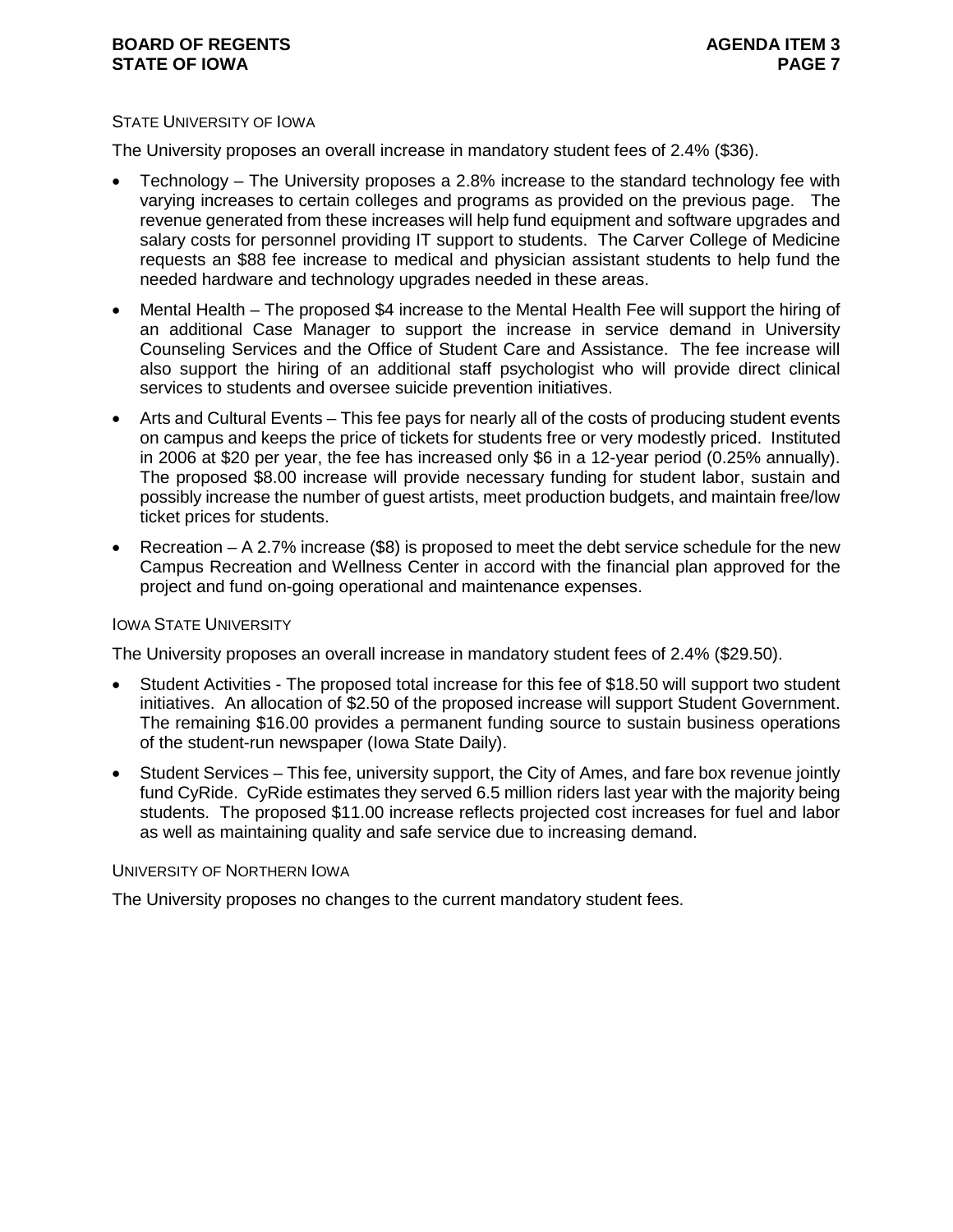### STATE UNIVERSITY OF IOWA

The University proposes an overall increase in mandatory student fees of 2.4% ($36).

- Technology – The University proposes a 2.8% increase to the standard technology fee with varying increases to certain colleges and programs as provided on the previous page. The revenue generated from these increases will help fund equipment and software upgrades and salary costs for personnel providing IT support to students. The Carver College of Medicine requests an $88 fee increase to medical and physician assistant students to help fund the needed hardware and technology upgrades needed in these areas.
- Mental Health – The proposed $4 increase to the Mental Health Fee will support the hiring of an additional Case Manager to support the increase in service demand in University Counseling Services and the Office of Student Care and Assistance. The fee increase will also support the hiring of an additional staff psychologist who will provide direct clinical services to students and oversee suicide prevention initiatives.
- Arts and Cultural Events – This fee pays for nearly all of the costs of producing student events on campus and keeps the price of tickets for students free or very modestly priced. Instituted in 2006 at $20 per year, the fee has increased only $6 in a 12-year period (0.25% annually). The proposed $8.00 increase will provide necessary funding for student labor, sustain and possibly increase the number of guest artists, meet production budgets, and maintain free/low ticket prices for students.
- Recreation – A 2.7% increase ($8) is proposed to meet the debt service schedule for the new Campus Recreation and Wellness Center in accord with the financial plan approved for the project and fund on-going operational and maintenance expenses.

### IOWA STATE UNIVERSITY

The University proposes an overall increase in mandatory student fees of 2.4% ($29.50).

- Student Activities - The proposed total increase for this fee of $18.50 will support two student initiatives. An allocation of $2.50 of the proposed increase will support Student Government. The remaining $16.00 provides a permanent funding source to sustain business operations of the student-run newspaper (Iowa State Daily).
- Student Services – This fee, university support, the City of Ames, and fare box revenue jointly fund CyRide. CyRide estimates they served 6.5 million riders last year with the majority being students. The proposed $11.00 increase reflects projected cost increases for fuel and labor as well as maintaining quality and safe service due to increasing demand.

### UNIVERSITY OF NORTHERN IOWA

The University proposes no changes to the current mandatory student fees.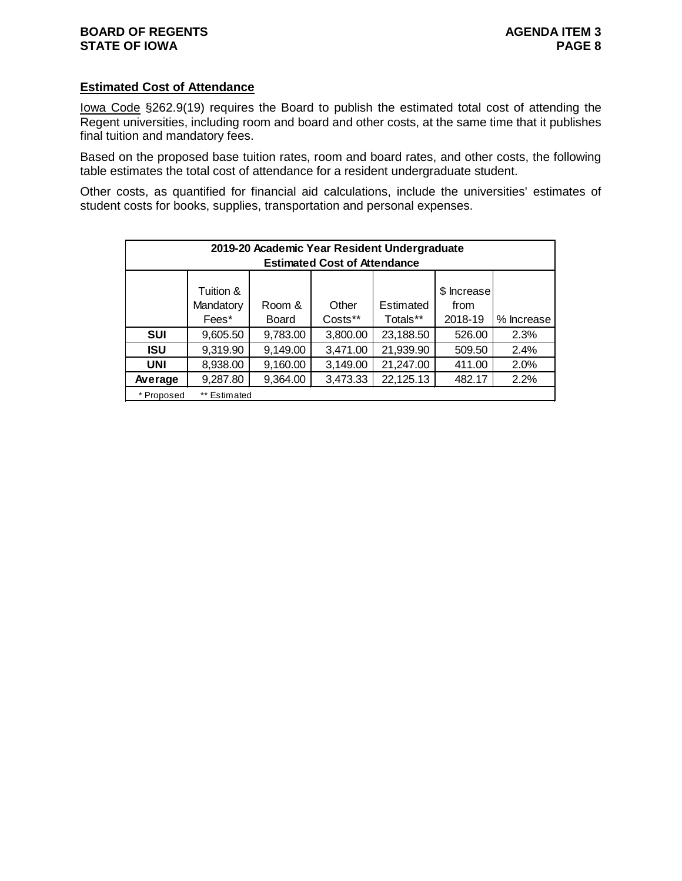## Estimated Cost of Attendance

Iowa Code §262.9(19) requires the Board to publish the estimated total cost of attending the Regent universities, including room and board and other costs, at the same time that it publishes final tuition and mandatory fees.

Based on the proposed base tuition rates, room and board rates, and other costs, the following table estimates the total cost of attendance for a resident undergraduate student.

Other costs, as quantified for financial aid calculations, include the universities' estimates of student costs for books, supplies, transportation and personal expenses.

**2019-20 Academic Year Resident Undergraduate Estimated Cost of Attendance**

| | Tuition & Mandatory Fees* | Room & Board | Other Costs** | Estimated Totals** | $ Increase from 2018-19 | % Increase |
|---|---|---|---|---|---|---|
| **SUI** | 9,605.50 | 9,783.00 | 3,800.00 | 23,188.50 | 526.00 | 2.3% |
| **ISU** | 9,319.90 | 9,149.00 | 3,471.00 | 21,939.90 | 509.50 | 2.4% |
| **UNI** | 8,938.00 | 9,160.00 | 3,149.00 | 21,247.00 | 411.00 | 2.0% |
| **Average** | 9,287.80 | 9,364.00 | 3,473.33 | 22,125.13 | 482.17 | 2.2% |

* Proposed ** Estimated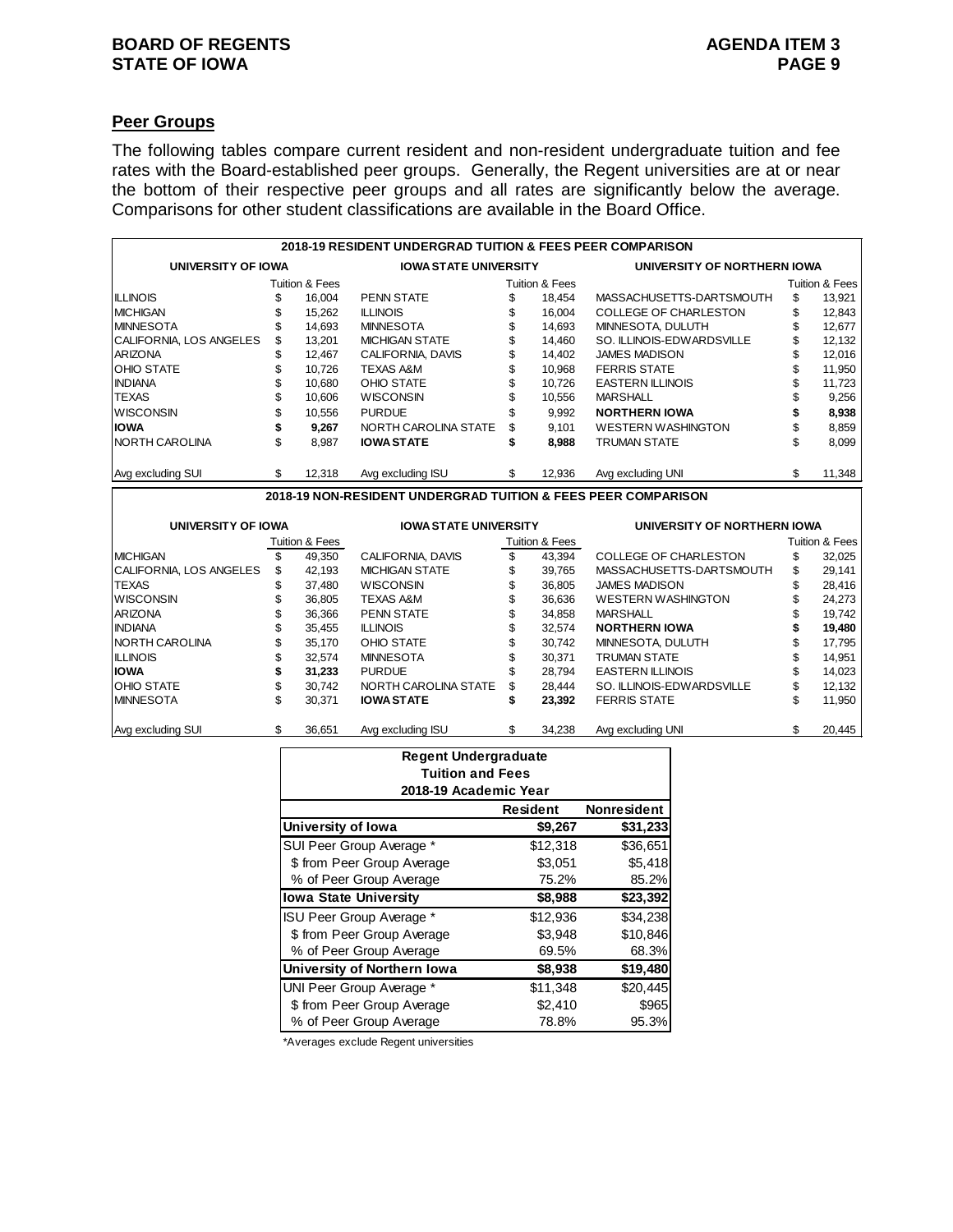## Peer Groups

The following tables compare current resident and non-resident undergraduate tuition and fee rates with the Board-established peer groups. Generally, the Regent universities are at or near the bottom of their respective peer groups and all rates are significantly below the average. Comparisons for other student classifications are available in the Board Office.

**2018-19 RESIDENT UNDERGRAD TUITION & FEES PEER COMPARISON**

| UNIVERSITY OF IOWA | Tuition & Fees | IOWA STATE UNIVERSITY | Tuition & Fees | UNIVERSITY OF NORTHERN IOWA | Tuition & Fees |
|---|---|---|---|---|---|
| ILLINOIS | $ 16,004 | PENN STATE | $ 18,454 | MASSACHUSETTS-DARTSMOUTH | $ 13,921 |
| MICHIGAN | $ 15,262 | ILLINOIS | $ 16,004 | COLLEGE OF CHARLESTON | $ 12,843 |
| MINNESOTA | $ 14,693 | MINNESOTA | $ 14,693 | MINNESOTA, DULUTH | $ 12,677 |
| CALIFORNIA, LOS ANGELES | $ 13,201 | MICHIGAN STATE | $ 14,460 | SO. ILLINOIS-EDWARDSVILLE | $ 12,132 |
| ARIZONA | $ 12,467 | CALIFORNIA, DAVIS | $ 14,402 | JAMES MADISON | $ 12,016 |
| OHIO STATE | $ 10,726 | TEXAS A&M | $ 10,968 | FERRIS STATE | $ 11,950 |
| INDIANA | $ 10,680 | OHIO STATE | $ 10,726 | EASTERN ILLINOIS | $ 11,723 |
| TEXAS | $ 10,606 | WISCONSIN | $ 10,556 | MARSHALL | $ 9,256 |
| WISCONSIN | $ 10,556 | PURDUE | $ 9,992 | **NORTHERN IOWA** | **$ 8,938** |
| **IOWA** | **$ 9,267** | NORTH CAROLINA STATE | $ 9,101 | WESTERN WASHINGTON | $ 8,859 |
| NORTH CAROLINA | $ 8,987 | **IOWA STATE** | **$ 8,988** | TRUMAN STATE | $ 8,099 |
| Avg excluding SUI | $ 12,318 | Avg excluding ISU | $ 12,936 | Avg excluding UNI | $ 11,348 |

**2018-19 NON-RESIDENT UNDERGRAD TUITION & FEES PEER COMPARISON**

| UNIVERSITY OF IOWA | Tuition & Fees | IOWA STATE UNIVERSITY | Tuition & Fees | UNIVERSITY OF NORTHERN IOWA | Tuition & Fees |
|---|---|---|---|---|---|
| MICHIGAN | $ 49,350 | CALIFORNIA, DAVIS | $ 43,394 | COLLEGE OF CHARLESTON | $ 32,025 |
| CALIFORNIA, LOS ANGELES | $ 42,193 | MICHIGAN STATE | $ 39,765 | MASSACHUSETTS-DARTSMOUTH | $ 29,141 |
| TEXAS | $ 37,480 | WISCONSIN | $ 36,805 | JAMES MADISON | $ 28,416 |
| WISCONSIN | $ 36,805 | TEXAS A&M | $ 36,636 | WESTERN WASHINGTON | $ 24,273 |
| ARIZONA | $ 36,366 | PENN STATE | $ 34,858 | MARSHALL | $ 19,742 |
| INDIANA | $ 35,455 | ILLINOIS | $ 32,574 | **NORTHERN IOWA** | **$ 19,480** |
| NORTH CAROLINA | $ 35,170 | OHIO STATE | $ 30,742 | MINNESOTA, DULUTH | $ 17,795 |
| ILLINOIS | $ 32,574 | MINNESOTA | $ 30,371 | TRUMAN STATE | $ 14,951 |
| **IOWA** | **$ 31,233** | PURDUE | $ 28,794 | EASTERN ILLINOIS | $ 14,023 |
| OHIO STATE | $ 30,742 | NORTH CAROLINA STATE | $ 28,444 | SO. ILLINOIS-EDWARDSVILLE | $ 12,132 |
| MINNESOTA | $ 30,371 | **IOWA STATE** | **$ 23,392** | FERRIS STATE | $ 11,950 |
| Avg excluding SUI | $ 36,651 | Avg excluding ISU | $ 34,238 | Avg excluding UNI | $ 20,445 |

**Regent Undergraduate Tuition and Fees 2018-19 Academic Year**

| | Resident | Nonresident |
|---|---|---|
| **University of Iowa** | **$9,267** | **$31,233** |
| SUI Peer Group Average * | $12,318 | $36,651 |
| $ from Peer Group Average | $3,051 | $5,418 |
| % of Peer Group Average | 75.2% | 85.2% |
| **Iowa State University** | **$8,988** | **$23,392** |
| ISU Peer Group Average * | $12,936 | $34,238 |
| $ from Peer Group Average | $3,948 | $10,846 |
| % of Peer Group Average | 69.5% | 68.3% |
| **University of Northern Iowa** | **$8,938** | **$19,480** |
| UNI Peer Group Average * | $11,348 | $20,445 |
| $ from Peer Group Average | $2,410 | $965 |
| % of Peer Group Average | 78.8% | 95.3% |

*Averages exclude Regent universities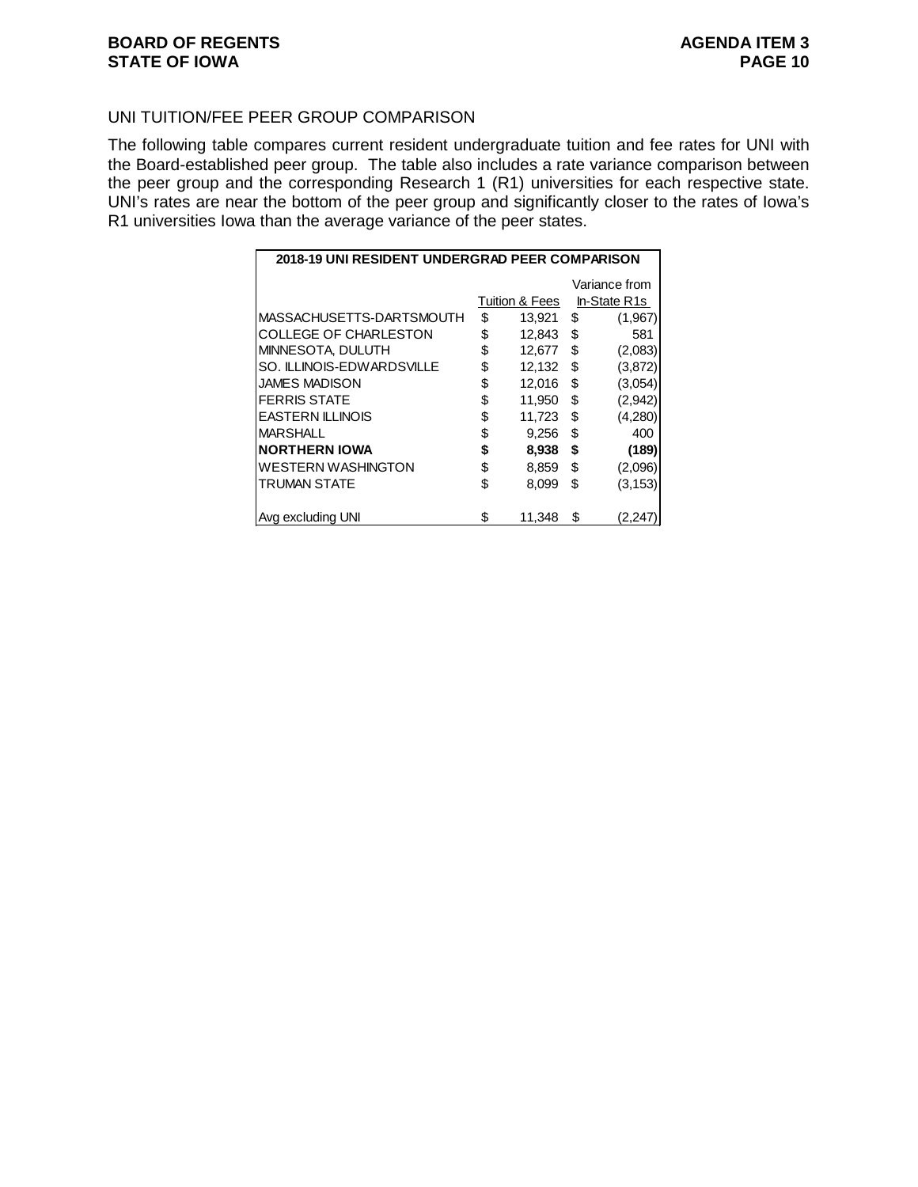## UNI TUITION/FEE PEER GROUP COMPARISON

The following table compares current resident undergraduate tuition and fee rates for UNI with the Board-established peer group. The table also includes a rate variance comparison between the peer group and the corresponding Research 1 (R1) universities for each respective state. UNI's rates are near the bottom of the peer group and significantly closer to the rates of Iowa's R1 universities Iowa than the average variance of the peer states.

| 2018-19 UNI RESIDENT UNDERGRAD PEER COMPARISON | | |
|---|---|---|
| | Tuition & Fees | Variance from In-State R1s |
| MASSACHUSETTS-DARTSMOUTH | $ 13,921 | $ (1,967) |
| COLLEGE OF CHARLESTON | $ 12,843 | $ 581 |
| MINNESOTA, DULUTH | $ 12,677 | $ (2,083) |
| SO. ILLINOIS-EDWARDSVILLE | $ 12,132 | $ (3,872) |
| JAMES MADISON | $ 12,016 | $ (3,054) |
| FERRIS STATE | $ 11,950 | $ (2,942) |
| EASTERN ILLINOIS | $ 11,723 | $ (4,280) |
| MARSHALL | $ 9,256 | $ 400 |
| **NORTHERN IOWA** | **$ 8,938** | **$ (189)** |
| WESTERN WASHINGTON | $ 8,859 | $ (2,096) |
| TRUMAN STATE | $ 8,099 | $ (3,153) |
| Avg excluding UNI | $ 11,348 | $ (2,247) |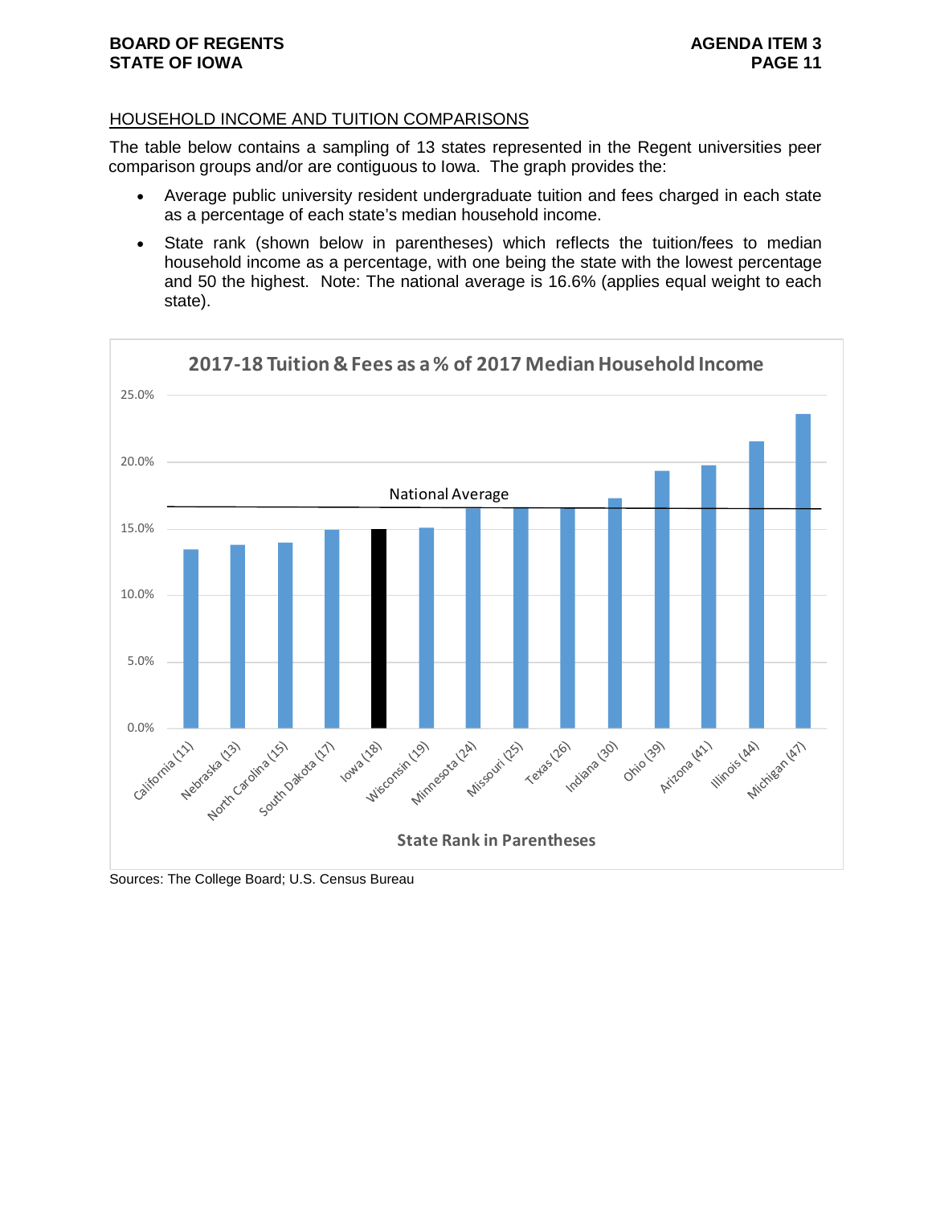HOUSEHOLD INCOME AND TUITION COMPARISONS

The table below contains a sampling of 13 states represented in the Regent universities peer comparison groups and/or are contiguous to Iowa. The graph provides the:

- Average public university resident undergraduate tuition and fees charged in each state as a percentage of each state's median household income.
- State rank (shown below in parentheses) which reflects the tuition/fees to median household income as a percentage, with one being the state with the lowest percentage and 50 the highest. Note: The national average is 16.6% (applies equal weight to each state).

**2017-18 Tuition & Fees as a % of 2017 Median Household Income**

State Rank in Parentheses

California (11), Nebraska (13), North Carolina (15), South Dakota (17), Iowa (18), Wisconsin (19), Minnesota (24), Missouri (25), Texas (26), Indiana (30), Ohio (39), Arizona (41), Illinois (44), Michigan (47)

National Average

Sources: The College Board; U.S. Census Bureau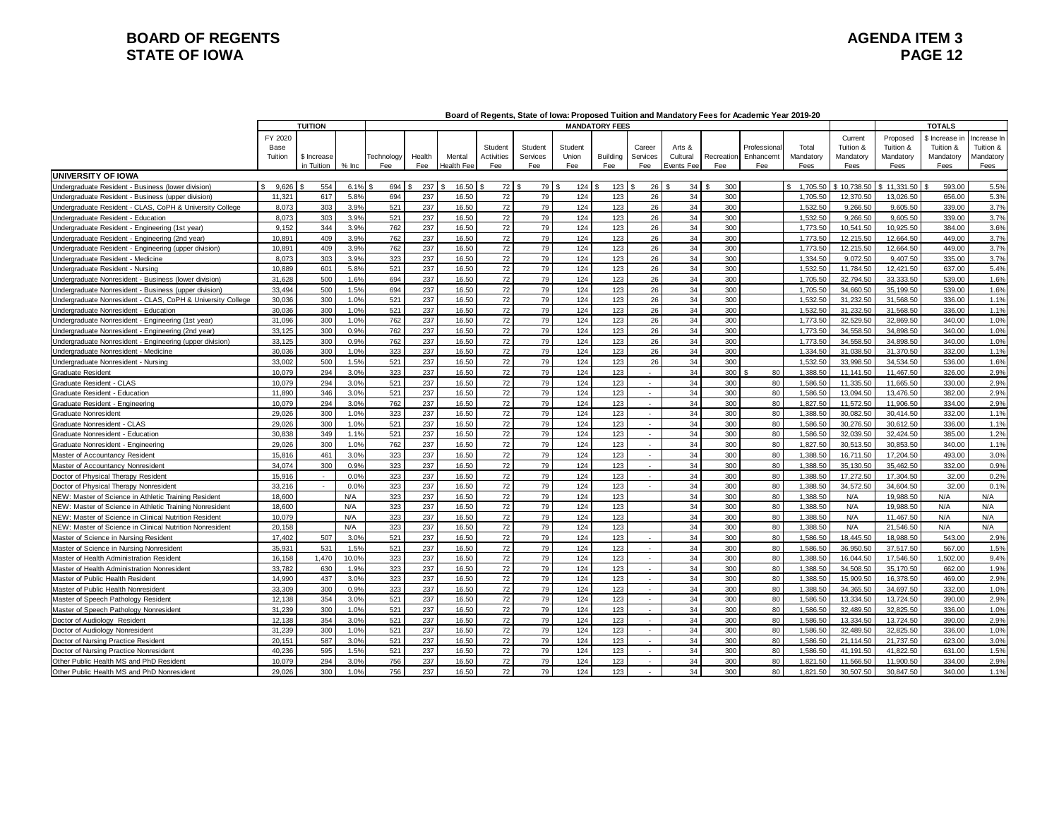# BOARD OF REGENTS
# STATE OF IOWA

**AGENDA ITEM 3**

**Board of Regents, State of Iowa: Proposed Tuition and Mandatory Fees for Academic Year 2019-20**

| | TUITION | | | MANDATORY FEES | | | | | | | | | | | | | | TOTALS | | | |
|---|---|---|---|---|---|---|---|---|---|---|---|---|---|---|---|---|---|---|---|---|---|
| | FY 2020 Base Tuition | $ Increase in Tuition | % Inc | Technology Fee | Health Fee | Mental Health Fee | Student Activities Fee | Student Services Fee | Student Union Fee | Building Fee | Career Services Fee | Arts & Cultural Events Fee | Recreation Fee | Professional Enhancemt Fee | Total Mandatory Fees | Current Tuition & Mandatory Fees | Proposed Tuition & Mandatory Fees | $ Increase in Tuition & Mandatory Fees | Increase In Tuition & Mandatory Fees |
| **UNIVERSITY OF IOWA** | | | | | | | | | | | | | | | | | | | |
| Undergraduate Resident - Business (lower division) | $ 9,626 | $ 554 | 6.1% | $ 694 | $ 237 | $ 16.50 | $ 72 | $ 79 | $ 124 | $ 123 | $ 26 | $ 34 | $ 300 | | $ 1,705.50 | $ 10,738.50 | $ 11,331.50 | $ 593.00 | 5.5% |
| Undergraduate Resident - Business (upper division) | 11,321 | 617 | 5.8% | 694 | 237 | 16.50 | 72 | 79 | 124 | 123 | 26 | 34 | 300 | | 1,705.50 | 12,370.50 | 13,026.50 | 656.00 | 5.3% |
| Undergraduate Resident - CLAS, CoPH & University College | 8,073 | 303 | 3.9% | 521 | 237 | 16.50 | 72 | 79 | 124 | 123 | 26 | 34 | 300 | | 1,532.50 | 9,266.50 | 9,605.50 | 339.00 | 3.7% |
| Undergraduate Resident - Education | 8,073 | 303 | 3.9% | 521 | 237 | 16.50 | 72 | 79 | 124 | 123 | 26 | 34 | 300 | | 1,532.50 | 9,266.50 | 9,605.50 | 339.00 | 3.7% |
| Undergraduate Resident - Engineering (1st year) | 9,152 | 344 | 3.9% | 762 | 237 | 16.50 | 72 | 79 | 124 | 123 | 26 | 34 | 300 | | 1,773.50 | 10,541.50 | 10,925.50 | 384.00 | 3.6% |
| Undergraduate Resident - Engineering (2nd year) | 10,891 | 409 | 3.9% | 762 | 237 | 16.50 | 72 | 79 | 124 | 123 | 26 | 34 | 300 | | 1,773.50 | 12,215.50 | 12,664.50 | 449.00 | 3.7% |
| Undergraduate Resident - Engineering (upper division) | 10,891 | 409 | 3.9% | 762 | 237 | 16.50 | 72 | 79 | 124 | 123 | 26 | 34 | 300 | | 1,773.50 | 12,215.50 | 12,664.50 | 449.00 | 3.7% |
| Undergraduate Resident - Medicine | 8,073 | 303 | 3.9% | 323 | 237 | 16.50 | 72 | 79 | 124 | 123 | 26 | 34 | 300 | | 1,334.50 | 9,072.50 | 9,407.50 | 335.00 | 3.7% |
| Undergraduate Resident - Nursing | 10,889 | 601 | 5.8% | 521 | 237 | 16.50 | 72 | 79 | 124 | 123 | 26 | 34 | 300 | | 1,532.50 | 11,784.50 | 12,421.50 | 637.00 | 5.4% |
| Undergraduate Nonresident - Business (lower division) | 31,628 | 500 | 1.6% | 694 | 237 | 16.50 | 72 | 79 | 124 | 123 | 26 | 34 | 300 | | 1,705.50 | 32,794.50 | 33,333.50 | 539.00 | 1.6% |
| Undergraduate Nonresident - Business (upper division) | 33,494 | 500 | 1.5% | 694 | 237 | 16.50 | 72 | 79 | 124 | 123 | 26 | 34 | 300 | | 1,705.50 | 34,660.50 | 35,199.50 | 539.00 | 1.6% |
| Undergraduate Nonresident - CLAS, CoPH & University College | 30,036 | 300 | 1.0% | 521 | 237 | 16.50 | 72 | 79 | 124 | 123 | 26 | 34 | 300 | | 1,532.50 | 31,232.50 | 31,568.50 | 336.00 | 1.1% |
| Undergraduate Nonresident - Education | 30,036 | 300 | 1.0% | 521 | 237 | 16.50 | 72 | 79 | 124 | 123 | 26 | 34 | 300 | | 1,532.50 | 31,232.50 | 31,568.50 | 336.00 | 1.1% |
| Undergraduate Nonresident - Engineering (1st year) | 31,096 | 300 | 1.0% | 762 | 237 | 16.50 | 72 | 79 | 124 | 123 | 26 | 34 | 300 | | 1,773.50 | 32,529.50 | 32,869.50 | 340.00 | 1.0% |
| Undergraduate Nonresident - Engineering (2nd year) | 33,125 | 300 | 0.9% | 762 | 237 | 16.50 | 72 | 79 | 124 | 123 | 26 | 34 | 300 | | 1,773.50 | 34,558.50 | 34,898.50 | 340.00 | 1.0% |
| Undergraduate Nonresident - Engineering (upper division) | 33,125 | 300 | 0.9% | 762 | 237 | 16.50 | 72 | 79 | 124 | 123 | 26 | 34 | 300 | | 1,773.50 | 34,558.50 | 34,898.50 | 340.00 | 1.0% |
| Undergraduate Nonresident - Medicine | 30,036 | 300 | 1.0% | 323 | 237 | 16.50 | 72 | 79 | 124 | 123 | 26 | 34 | 300 | | 1,334.50 | 31,038.50 | 31,370.50 | 332.00 | 1.1% |
| Undergraduate Nonresident - Nursing | 33,002 | 500 | 1.5% | 521 | 237 | 16.50 | 72 | 79 | 124 | 123 | 26 | 34 | 300 | | 1,532.50 | 33,998.50 | 34,534.50 | 536.00 | 1.6% |
| Graduate Resident | 10,079 | 294 | 3.0% | 323 | 237 | 16.50 | 72 | 79 | 124 | 123 | - | 34 | 300 | $ 80 | 1,388.50 | 11,141.50 | 11,467.50 | 326.00 | 2.9% |
| Graduate Resident - CLAS | 10,079 | 294 | 3.0% | 521 | 237 | 16.50 | 72 | 79 | 124 | 123 | - | 34 | 300 | 80 | 1,586.50 | 11,335.50 | 11,665.50 | 330.00 | 2.9% |
| Graduate Resident - Education | 11,890 | 346 | 3.0% | 521 | 237 | 16.50 | 72 | 79 | 124 | 123 | - | 34 | 300 | 80 | 1,586.50 | 13,094.50 | 13,476.50 | 382.00 | 2.9% |
| Graduate Resident - Engineering | 10,079 | 294 | 3.0% | 762 | 237 | 16.50 | 72 | 79 | 124 | 123 | - | 34 | 300 | 80 | 1,827.50 | 11,572.50 | 11,906.50 | 334.00 | 2.9% |
| Graduate Nonresident | 29,026 | 300 | 1.0% | 323 | 237 | 16.50 | 72 | 79 | 124 | 123 | - | 34 | 300 | 80 | 1,388.50 | 30,082.50 | 30,414.50 | 332.00 | 1.1% |
| Graduate Nonresident - CLAS | 29,026 | 300 | 1.0% | 521 | 237 | 16.50 | 72 | 79 | 124 | 123 | - | 34 | 300 | 80 | 1,586.50 | 30,276.50 | 30,612.50 | 336.00 | 1.1% |
| Graduate Nonresident - Education | 30,838 | 349 | 1.1% | 521 | 237 | 16.50 | 72 | 79 | 124 | 123 | - | 34 | 300 | 80 | 1,586.50 | 32,039.50 | 32,424.50 | 385.00 | 1.2% |
| Graduate Nonresident - Engineering | 29,026 | 300 | 1.0% | 762 | 237 | 16.50 | 72 | 79 | 124 | 123 | - | 34 | 300 | 80 | 1,827.50 | 30,513.50 | 30,853.50 | 340.00 | 1.1% |
| Master of Accountancy Resident | 15,816 | 461 | 3.0% | 323 | 237 | 16.50 | 72 | 79 | 124 | 123 | - | 34 | 300 | 80 | 1,388.50 | 16,711.50 | 17,204.50 | 493.00 | 3.0% |
| Master of Accountancy Nonresident | 34,074 | 300 | 0.9% | 323 | 237 | 16.50 | 72 | 79 | 124 | 123 | - | 34 | 300 | 80 | 1,388.50 | 35,130.50 | 35,462.50 | 332.00 | 0.9% |
| Doctor of Physical Therapy Resident | 15,916 | - | 0.0% | 323 | 237 | 16.50 | 72 | 79 | 124 | 123 | - | 34 | 300 | 80 | 1,388.50 | 17,272.50 | 17,304.50 | 32.00 | 0.2% |
| Doctor of Physical Therapy Nonresident | 33,216 | - | 0.0% | 323 | 237 | 16.50 | 72 | 79 | 124 | 123 | - | 34 | 300 | 80 | 1,388.50 | 34,572.50 | 34,604.50 | 32.00 | 0.1% |
| NEW: Master of Science in Athletic Training Resident | 18,600 | | N/A | 323 | 237 | 16.50 | 72 | 79 | 124 | 123 | | 34 | 300 | 80 | 1,388.50 | N/A | 19,988.50 | N/A | N/A |
| NEW: Master of Science in Athletic Training Nonresident | 18,600 | | N/A | 323 | 237 | 16.50 | 72 | 79 | 124 | 123 | | 34 | 300 | 80 | 1,388.50 | N/A | 19,988.50 | N/A | N/A |
| NEW: Master of Science in Clinical Nutrition Resident | 10,079 | | N/A | 323 | 237 | 16.50 | 72 | 79 | 124 | 123 | | 34 | 300 | 80 | 1,388.50 | N/A | 11,467.50 | N/A | N/A |
| NEW: Master of Science in Clinical Nutrition Nonresident | 20,158 | | N/A | 323 | 237 | 16.50 | 72 | 79 | 124 | 123 | | 34 | 300 | 80 | 1,388.50 | N/A | 21,546.50 | N/A | N/A |
| Master of Science in Nursing Resident | 17,402 | 507 | 3.0% | 521 | 237 | 16.50 | 72 | 79 | 124 | 123 | - | 34 | 300 | 80 | 1,586.50 | 18,445.50 | 18,988.50 | 543.00 | 2.9% |
| Master of Science in Nursing Nonresident | 35,931 | 531 | 1.5% | 521 | 237 | 16.50 | 72 | 79 | 124 | 123 | - | 34 | 300 | 80 | 1,586.50 | 36,950.50 | 37,517.50 | 567.00 | 1.5% |
| Master of Health Administration Resident | 16,158 | 1,470 | 10.0% | 323 | 237 | 16.50 | 72 | 79 | 124 | 123 | - | 34 | 300 | 80 | 1,388.50 | 16,044.50 | 17,546.50 | 1,502.00 | 9.4% |
| Master of Health Administration Nonresident | 33,782 | 630 | 1.9% | 323 | 237 | 16.50 | 72 | 79 | 124 | 123 | - | 34 | 300 | 80 | 1,388.50 | 34,508.50 | 35,170.50 | 662.00 | 1.9% |
| Master of Public Health Resident | 14,990 | 437 | 3.0% | 323 | 237 | 16.50 | 72 | 79 | 124 | 123 | - | 34 | 300 | 80 | 1,388.50 | 15,909.50 | 16,378.50 | 469.00 | 2.9% |
| Master of Public Health Nonresident | 33,309 | 300 | 0.9% | 323 | 237 | 16.50 | 72 | 79 | 124 | 123 | - | 34 | 300 | 80 | 1,388.50 | 34,365.50 | 34,697.50 | 332.00 | 1.0% |
| Master of Speech Pathology Resident | 12,138 | 354 | 3.0% | 521 | 237 | 16.50 | 72 | 79 | 124 | 123 | - | 34 | 300 | 80 | 1,586.50 | 13,334.50 | 13,724.50 | 390.00 | 2.9% |
| Master of Speech Pathology Nonresident | 31,239 | 300 | 1.0% | 521 | 237 | 16.50 | 72 | 79 | 124 | 123 | - | 34 | 300 | 80 | 1,586.50 | 32,489.50 | 32,825.50 | 336.00 | 1.0% |
| Doctor of Audiology Resident | 12,138 | 354 | 3.0% | 521 | 237 | 16.50 | 72 | 79 | 124 | 123 | - | 34 | 300 | 80 | 1,586.50 | 13,334.50 | 13,724.50 | 390.00 | 2.9% |
| Doctor of Audiology Nonresident | 31,239 | 300 | 1.0% | 521 | 237 | 16.50 | 72 | 79 | 124 | 123 | - | 34 | 300 | 80 | 1,586.50 | 32,489.50 | 32,825.50 | 336.00 | 1.0% |
| Doctor of Nursing Practice Resident | 20,151 | 587 | 3.0% | 521 | 237 | 16.50 | 72 | 79 | 124 | 123 | - | 34 | 300 | 80 | 1,586.50 | 21,114.50 | 21,737.50 | 623.00 | 3.0% |
| Doctor of Nursing Practice Nonresident | 40,236 | 595 | 1.5% | 521 | 237 | 16.50 | 72 | 79 | 124 | 123 | - | 34 | 300 | 80 | 1,586.50 | 41,191.50 | 41,822.50 | 631.00 | 1.5% |
| Other Public Health MS and PhD Resident | 10,079 | 294 | 3.0% | 756 | 237 | 16.50 | 72 | 79 | 124 | 123 | - | 34 | 300 | 80 | 1,821.50 | 11,566.50 | 11,900.50 | 334.00 | 2.9% |
| Other Public Health MS and PhD Nonresident | 29,026 | 300 | 1.0% | 756 | 237 | 16.50 | 72 | 79 | 124 | 123 | - | 34 | 300 | 80 | 1,821.50 | 30,507.50 | 30,847.50 | 340.00 | 1.1% |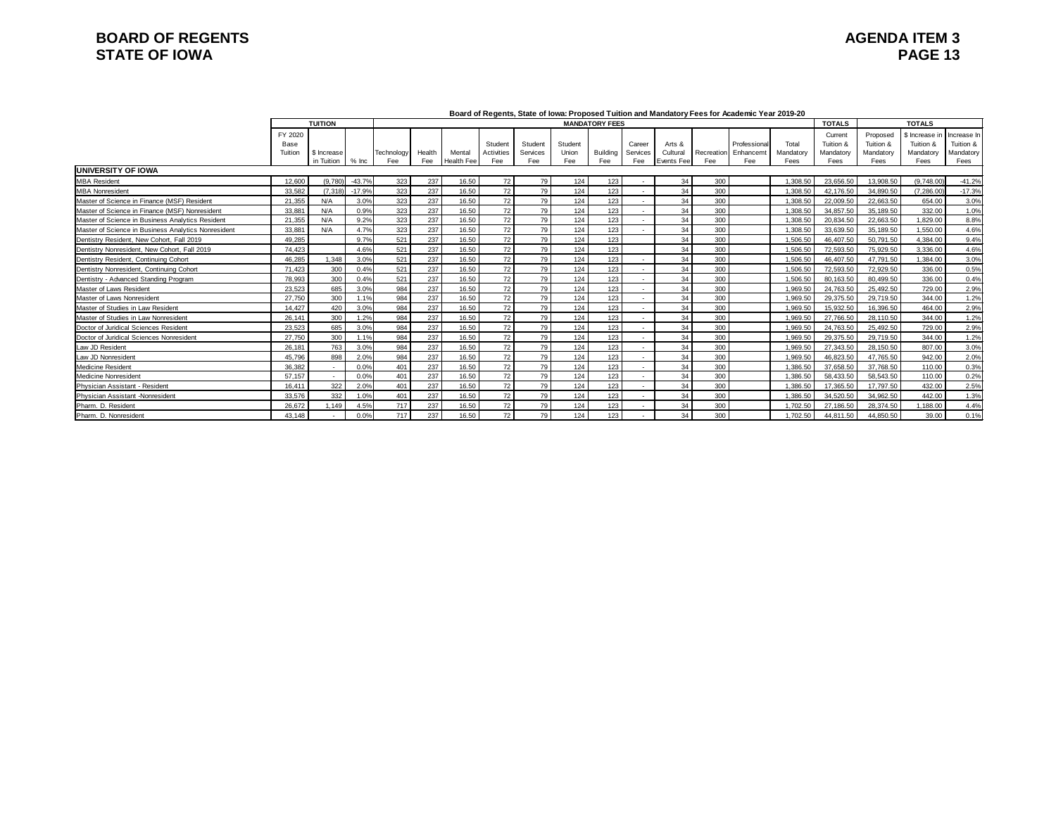# BOARD OF REGENTS
# STATE OF IOWA

**AGENDA ITEM 3**
**PAGE 13**

**Board of Regents, State of Iowa: Proposed Tuition and Mandatory Fees for Academic Year 2019-20**

| | TUITION | | | MANDATORY FEES | | | | | | | | | | | | TOTALS | TOTALS | | | |
|---|---|---|---|---|---|---|---|---|---|---|---|---|---|---|---|---|---|---|---|---|
| | FY 2020 Base Tuition | $ Increase in Tuition | % Inc | Technology Fee | Health Fee | Mental Health Fee | Student Activities Fee | Student Services Fee | Student Union Fee | Building Fee | Career Services Fee | Arts & Cultural Events Fee | Recreation Fee | Professional Enhancemt Fee | Total Mandatory Fees | Current Tuition & Mandatory Fees | Proposed Tuition & Mandatory Fees | $ Increase in Tuition & Mandatory Fees | Increase In Tuition & Mandatory Fees |
| **UNIVERSITY OF IOWA** | | | | | | | | | | | | | | | | | | | |
| MBA Resident | 12,600 | (9,780) | -43.7% | 323 | 237 | 16.50 | 72 | 79 | 124 | 123 | - | 34 | 300 | | 1,308.50 | 23,656.50 | 13,908.50 | (9,748.00) | -41.2% |
| MBA Nonresident | 33,582 | (7,318) | -17.9% | 323 | 237 | 16.50 | 72 | 79 | 124 | 123 | - | 34 | 300 | | 1,308.50 | 42,176.50 | 34,890.50 | (7,286.00) | -17.3% |
| Master of Science in Finance (MSF) Resident | 21,355 | N/A | 3.0% | 323 | 237 | 16.50 | 72 | 79 | 124 | 123 | - | 34 | 300 | | 1,308.50 | 22,009.50 | 22,663.50 | 654.00 | 3.0% |
| Master of Science in Finance (MSF) Nonresident | 33,881 | N/A | 0.9% | 323 | 237 | 16.50 | 72 | 79 | 124 | 123 | - | 34 | 300 | | 1,308.50 | 34,857.50 | 35,189.50 | 332.00 | 1.0% |
| Master of Science in Business Analytics Resident | 21,355 | N/A | 9.2% | 323 | 237 | 16.50 | 72 | 79 | 124 | 123 | - | 34 | 300 | | 1,308.50 | 20,834.50 | 22,663.50 | 1,829.00 | 8.8% |
| Master of Science in Business Analytics Nonresident | 33,881 | N/A | 4.7% | 323 | 237 | 16.50 | 72 | 79 | 124 | 123 | - | 34 | 300 | | 1,308.50 | 33,639.50 | 35,189.50 | 1,550.00 | 4.6% |
| Dentistry Resident, New Cohort, Fall 2019 | 49,285 | | 9.7% | 521 | 237 | 16.50 | 72 | 79 | 124 | 123 | | 34 | 300 | | 1,506.50 | 46,407.50 | 50,791.50 | 4,384.00 | 9.4% |
| Dentistry Nonresident, New Cohort, Fall 2019 | 74,423 | | 4.6% | 521 | 237 | 16.50 | 72 | 79 | 124 | 123 | | 34 | 300 | | 1,506.50 | 72,593.50 | 75,929.50 | 3,336.00 | 4.6% |
| Dentistry Resident, Continuing Cohort | 46,285 | 1,348 | 3.0% | 521 | 237 | 16.50 | 72 | 79 | 124 | 123 | - | 34 | 300 | | 1,506.50 | 46,407.50 | 47,791.50 | 1,384.00 | 3.0% |
| Dentistry Nonresident, Continuing Cohort | 71,423 | 300 | 0.4% | 521 | 237 | 16.50 | 72 | 79 | 124 | 123 | - | 34 | 300 | | 1,506.50 | 72,593.50 | 72,929.50 | 336.00 | 0.5% |
| Dentistry - Advanced Standing Program | 78,993 | 300 | 0.4% | 521 | 237 | 16.50 | 72 | 79 | 124 | 123 | - | 34 | 300 | | 1,506.50 | 80,163.50 | 80,499.50 | 336.00 | 0.4% |
| Master of Laws Resident | 23,523 | 685 | 3.0% | 984 | 237 | 16.50 | 72 | 79 | 124 | 123 | - | 34 | 300 | | 1,969.50 | 24,763.50 | 25,492.50 | 729.00 | 2.9% |
| Master of Laws Nonresident | 27,750 | 300 | 1.1% | 984 | 237 | 16.50 | 72 | 79 | 124 | 123 | - | 34 | 300 | | 1,969.50 | 29,375.50 | 29,719.50 | 344.00 | 1.2% |
| Master of Studies in Law Resident | 14,427 | 420 | 3.0% | 984 | 237 | 16.50 | 72 | 79 | 124 | 123 | - | 34 | 300 | | 1,969.50 | 15,932.50 | 16,396.50 | 464.00 | 2.9% |
| Master of Studies in Law Nonresident | 26,141 | 300 | 1.2% | 984 | 237 | 16.50 | 72 | 79 | 124 | 123 | - | 34 | 300 | | 1,969.50 | 27,766.50 | 28,110.50 | 344.00 | 1.2% |
| Doctor of Juridical Sciences Resident | 23,523 | 685 | 3.0% | 984 | 237 | 16.50 | 72 | 79 | 124 | 123 | - | 34 | 300 | | 1,969.50 | 24,763.50 | 25,492.50 | 729.00 | 2.9% |
| Doctor of Juridical Sciences Nonresident | 27,750 | 300 | 1.1% | 984 | 237 | 16.50 | 72 | 79 | 124 | 123 | - | 34 | 300 | | 1,969.50 | 29,375.50 | 29,719.50 | 344.00 | 1.2% |
| Law JD Resident | 26,181 | 763 | 3.0% | 984 | 237 | 16.50 | 72 | 79 | 124 | 123 | - | 34 | 300 | | 1,969.50 | 27,343.50 | 28,150.50 | 807.00 | 3.0% |
| Law JD Nonresident | 45,796 | 898 | 2.0% | 984 | 237 | 16.50 | 72 | 79 | 124 | 123 | - | 34 | 300 | | 1,969.50 | 46,823.50 | 47,765.50 | 942.00 | 2.0% |
| Medicine Resident | 36,382 | - | 0.0% | 401 | 237 | 16.50 | 72 | 79 | 124 | 123 | - | 34 | 300 | | 1,386.50 | 37,658.50 | 37,768.50 | 110.00 | 0.3% |
| Medicine Nonresident | 57,157 | - | 0.0% | 401 | 237 | 16.50 | 72 | 79 | 124 | 123 | - | 34 | 300 | | 1,386.50 | 58,433.50 | 58,543.50 | 110.00 | 0.2% |
| Physician Assistant - Resident | 16,411 | 322 | 2.0% | 401 | 237 | 16.50 | 72 | 79 | 124 | 123 | - | 34 | 300 | | 1,386.50 | 17,365.50 | 17,797.50 | 432.00 | 2.5% |
| Physician Assistant -Nonresident | 33,576 | 332 | 1.0% | 401 | 237 | 16.50 | 72 | 79 | 124 | 123 | - | 34 | 300 | | 1,386.50 | 34,520.50 | 34,962.50 | 442.00 | 1.3% |
| Pharm. D. Resident | 26,672 | 1,149 | 4.5% | 717 | 237 | 16.50 | 72 | 79 | 124 | 123 | - | 34 | 300 | | 1,702.50 | 27,186.50 | 28,374.50 | 1,188.00 | 4.4% |
| Pharm. D. Nonresident | 43,148 | - | 0.0% | 717 | 237 | 16.50 | 72 | 79 | 124 | 123 | - | 34 | 300 | | 1,702.50 | 44,811.50 | 44,850.50 | 39.00 | 0.1% |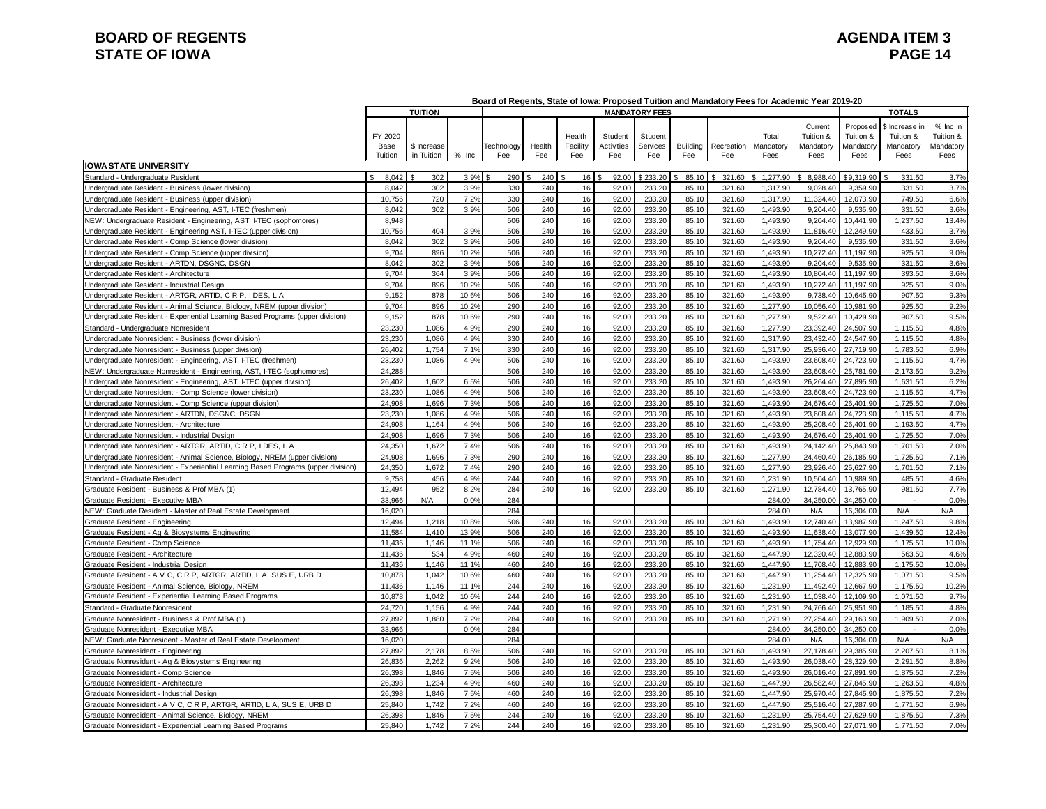**BOARD OF REGENTS**
**STATE OF IOWA**

**AGENDA ITEM 3**

**Board of Regents, State of Iowa: Proposed Tuition and Mandatory Fees for Academic Year 2019-20**

| | TUITION | | | MANDATORY FEES | | | | | | | | | TOTALS | | | |
|---|---|---|---|---|---|---|---|---|---|---|---|---|---|---|---|---|
| | FY 2020 Base Tuition | $ Increase in Tuition | % Inc | Technology Fee | Health Fee | Health Facility Fee | Student Activities Fee | Student Services Fee | Building Fee | Recreation Fee | Total Mandatory Fees | Current Tuition & Mandatory Fees | Proposed Tuition & Mandatory Fees | $ Increase in Tuition & Mandatory Fees | % Inc In Tuition & Mandatory Fees |
| **IOWA STATE UNIVERSITY** | | | | | | | | | | | | | | | |
| Standard - Undergraduate Resident | $ 8,042 | $ 302 | 3.9% | $ 290 | $ 240 | $ 16 | $ 92.00 | $ 233.20 | $ 85.10 | $ 321.60 | $ 1,277.90 | $ 8,988.40 | $9,319.90 | $ 331.50 | 3.7% |
| Undergraduate Resident - Business (lower division) | 8,042 | 302 | 3.9% | 330 | 240 | 16 | 92.00 | 233.20 | 85.10 | 321.60 | 1,317.90 | 9,028.40 | 9,359.90 | 331.50 | 3.7% |
| Undergraduate Resident - Business (upper division) | 10,756 | 720 | 7.2% | 330 | 240 | 16 | 92.00 | 233.20 | 85.10 | 321.60 | 1,317.90 | 11,324.40 | 12,073.90 | 749.50 | 6.6% |
| Undergraduate Resident - Engineering, AST, I-TEC (freshmen) | 8,042 | 302 | 3.9% | 506 | 240 | 16 | 92.00 | 233.20 | 85.10 | 321.60 | 1,493.90 | 9,204.40 | 9,535.90 | 331.50 | 3.6% |
| NEW: Undergraduate Resident - Engineering, AST, I-TEC (sophomores) | 8,948 | | | 506 | 240 | 16 | 92.00 | 233.20 | 85.10 | 321.60 | 1,493.90 | 9,204.40 | 10,441.90 | 1,237.50 | 13.4% |
| Undergraduate Resident - Engineering AST, I-TEC (upper division) | 10,756 | 404 | 3.9% | 506 | 240 | 16 | 92.00 | 233.20 | 85.10 | 321.60 | 1,493.90 | 11,816.40 | 12,249.90 | 433.50 | 3.7% |
| Undergraduate Resident - Comp Science (lower division) | 8,042 | 302 | 3.9% | 506 | 240 | 16 | 92.00 | 233.20 | 85.10 | 321.60 | 1,493.90 | 9,204.40 | 9,535.90 | 331.50 | 3.6% |
| Undergraduate Resident - Comp Science (upper division) | 9,704 | 896 | 10.2% | 506 | 240 | 16 | 92.00 | 233.20 | 85.10 | 321.60 | 1,493.90 | 10,272.40 | 11,197.90 | 925.50 | 9.0% |
| Undergraduate Resident - ARTDN, DSGNC, DSGN | 8,042 | 302 | 3.9% | 506 | 240 | 16 | 92.00 | 233.20 | 85.10 | 321.60 | 1,493.90 | 9,204.40 | 9,535.90 | 331.50 | 3.6% |
| Undergraduate Resident - Architecture | 9,704 | 364 | 3.9% | 506 | 240 | 16 | 92.00 | 233.20 | 85.10 | 321.60 | 1,493.90 | 10,804.40 | 11,197.90 | 393.50 | 3.6% |
| Undergraduate Resident - Industrial Design | 9,704 | 896 | 10.2% | 506 | 240 | 16 | 92.00 | 233.20 | 85.10 | 321.60 | 1,493.90 | 10,272.40 | 11,197.90 | 925.50 | 9.0% |
| Undergraduate Resident - ARTGR, ARTID, C R P, I DES, L A | 9,152 | 878 | 10.6% | 506 | 240 | 16 | 92.00 | 233.20 | 85.10 | 321.60 | 1,493.90 | 9,738.40 | 10,645.90 | 907.50 | 9.3% |
| Undergraduate Resident - Animal Science, Biology, NREM (upper division) | 9,704 | 896 | 10.2% | 290 | 240 | 16 | 92.00 | 233.20 | 85.10 | 321.60 | 1,277.90 | 10,056.40 | 10,981.90 | 925.50 | 9.2% |
| Undergraduate Resident - Experiential Learning Based Programs (upper division) | 9,152 | 878 | 10.6% | 290 | 240 | 16 | 92.00 | 233.20 | 85.10 | 321.60 | 1,277.90 | 9,522.40 | 10,429.90 | 907.50 | 9.5% |
| Standard - Undergraduate Nonresident | 23,230 | 1,086 | 4.9% | 290 | 240 | 16 | 92.00 | 233.20 | 85.10 | 321.60 | 1,277.90 | 23,392.40 | 24,507.90 | 1,115.50 | 4.8% |
| Undergraduate Nonresident - Business (lower division) | 23,230 | 1,086 | 4.9% | 330 | 240 | 16 | 92.00 | 233.20 | 85.10 | 321.60 | 1,317.90 | 23,432.40 | 24,547.90 | 1,115.50 | 4.8% |
| Undergraduate Nonresident - Business (upper division) | 26,402 | 1,754 | 7.1% | 330 | 240 | 16 | 92.00 | 233.20 | 85.10 | 321.60 | 1,317.90 | 25,936.40 | 27,719.90 | 1,783.50 | 6.9% |
| Undergraduate Nonresident - Engineering, AST, I-TEC (freshmen) | 23,230 | 1,086 | 4.9% | 506 | 240 | 16 | 92.00 | 233.20 | 85.10 | 321.60 | 1,493.90 | 23,608.40 | 24,723.90 | 1,115.50 | 4.7% |
| NEW: Undergraduate Nonresident - Engineering, AST, I-TEC (sophomores) | 24,288 | | | 506 | 240 | 16 | 92.00 | 233.20 | 85.10 | 321.60 | 1,493.90 | 23,608.40 | 25,781.90 | 2,173.50 | 9.2% |
| Undergraduate Nonresident - Engineering, AST, I-TEC (upper division) | 26,402 | 1,602 | 6.5% | 506 | 240 | 16 | 92.00 | 233.20 | 85.10 | 321.60 | 1,493.90 | 26,264.40 | 27,895.90 | 1,631.50 | 6.2% |
| Undergraduate Nonresident - Comp Science (lower division) | 23,230 | 1,086 | 4.9% | 506 | 240 | 16 | 92.00 | 233.20 | 85.10 | 321.60 | 1,493.90 | 23,608.40 | 24,723.90 | 1,115.50 | 4.7% |
| Undergraduate Nonresident - Comp Science (upper division) | 24,908 | 1,696 | 7.3% | 506 | 240 | 16 | 92.00 | 233.20 | 85.10 | 321.60 | 1,493.90 | 24,676.40 | 26,401.90 | 1,725.50 | 7.0% |
| Undergraduate Nonresident - ARTDN, DSGNC, DSGN | 23,230 | 1,086 | 4.9% | 506 | 240 | 16 | 92.00 | 233.20 | 85.10 | 321.60 | 1,493.90 | 23,608.40 | 24,723.90 | 1,115.50 | 4.7% |
| Undergraduate Nonresident - Architecture | 24,908 | 1,164 | 4.9% | 506 | 240 | 16 | 92.00 | 233.20 | 85.10 | 321.60 | 1,493.90 | 25,208.40 | 26,401.90 | 1,193.50 | 4.7% |
| Undergraduate Nonresident - Industrial Design | 24,908 | 1,696 | 7.3% | 506 | 240 | 16 | 92.00 | 233.20 | 85.10 | 321.60 | 1,493.90 | 24,676.40 | 26,401.90 | 1,725.50 | 7.0% |
| Undergraduate Nonresident - ARTGR, ARTID, C R P, I DES, L A | 24,350 | 1,672 | 7.4% | 506 | 240 | 16 | 92.00 | 233.20 | 85.10 | 321.60 | 1,493.90 | 24,142.40 | 25,843.90 | 1,701.50 | 7.0% |
| Undergraduate Nonresident - Animal Science, Biology, NREM (upper division) | 24,908 | 1,696 | 7.3% | 290 | 240 | 16 | 92.00 | 233.20 | 85.10 | 321.60 | 1,277.90 | 24,460.40 | 26,185.90 | 1,725.50 | 7.1% |
| Undergraduate Nonresident - Experiential Learning Based Programs (upper division) | 24,350 | 1,672 | 7.4% | 290 | 240 | 16 | 92.00 | 233.20 | 85.10 | 321.60 | 1,277.90 | 23,926.40 | 25,627.90 | 1,701.50 | 7.1% |
| Standard - Graduate Resident | 9,758 | 456 | 4.9% | 244 | 240 | 16 | 92.00 | 233.20 | 85.10 | 321.60 | 1,231.90 | 10,504.40 | 10,989.90 | 485.50 | 4.6% |
| Graduate Resident - Business & Prof MBA (1) | 12,494 | 952 | 8.2% | 284 | 240 | 16 | 92.00 | 233.20 | 85.10 | 321.60 | 1,271.90 | 12,784.40 | 13,765.90 | 981.50 | 7.7% |
| Graduate Resident - Executive MBA | 33,966 | N/A | 0.0% | 284 | | | | | | | 284.00 | 34,250.00 | 34,250.00 | - | 0.0% |
| NEW: Graduate Resident - Master of Real Estate Development | 16,020 | | | 284 | | | | | | | 284.00 | N/A | 16,304.00 | N/A | N/A |
| Graduate Resident - Engineering | 12,494 | 1,218 | 10.8% | 506 | 240 | 16 | 92.00 | 233.20 | 85.10 | 321.60 | 1,493.90 | 12,740.40 | 13,987.90 | 1,247.50 | 9.8% |
| Graduate Resident - Ag & Biosystems Engineering | 11,584 | 1,410 | 13.9% | 506 | 240 | 16 | 92.00 | 233.20 | 85.10 | 321.60 | 1,493.90 | 11,638.40 | 13,077.90 | 1,439.50 | 12.4% |
| Graduate Resident - Comp Science | 11,436 | 1,146 | 11.1% | 506 | 240 | 16 | 92.00 | 233.20 | 85.10 | 321.60 | 1,493.90 | 11,754.40 | 12,929.90 | 1,175.50 | 10.0% |
| Graduate Resident - Architecture | 11,436 | 534 | 4.9% | 460 | 240 | 16 | 92.00 | 233.20 | 85.10 | 321.60 | 1,447.90 | 12,320.40 | 12,883.90 | 563.50 | 4.6% |
| Graduate Resident - Industrial Design | 11,436 | 1,146 | 11.1% | 460 | 240 | 16 | 92.00 | 233.20 | 85.10 | 321.60 | 1,447.90 | 11,708.40 | 12,883.90 | 1,175.50 | 10.0% |
| Graduate Resident - A V C, C R P, ARTGR, ARTID, L A, SUS E, URB D | 10,878 | 1,042 | 10.6% | 460 | 240 | 16 | 92.00 | 233.20 | 85.10 | 321.60 | 1,447.90 | 11,254.40 | 12,325.90 | 1,071.50 | 9.5% |
| Graduate Resident - Animal Science, Biology, NREM | 11,436 | 1,146 | 11.1% | 244 | 240 | 16 | 92.00 | 233.20 | 85.10 | 321.60 | 1,231.90 | 11,492.40 | 12,667.90 | 1,175.50 | 10.2% |
| Graduate Resident - Experiential Learning Based Programs | 10,878 | 1,042 | 10.6% | 244 | 240 | 16 | 92.00 | 233.20 | 85.10 | 321.60 | 1,231.90 | 11,038.40 | 12,109.90 | 1,071.50 | 9.7% |
| Standard - Graduate Nonresident | 24,720 | 1,156 | 4.9% | 244 | 240 | 16 | 92.00 | 233.20 | 85.10 | 321.60 | 1,231.90 | 24,766.40 | 25,951.90 | 1,185.50 | 4.8% |
| Graduate Nonresident - Business & Prof MBA (1) | 27,892 | 1,880 | 7.2% | 284 | 240 | 16 | 92.00 | 233.20 | 85.10 | 321.60 | 1,271.90 | 27,254.40 | 29,163.90 | 1,909.50 | 7.0% |
| Graduate Nonresident - Executive MBA | 33,966 | | 0.0% | 284 | | | | | | | 284.00 | 34,250.00 | 34,250.00 | - | 0.0% |
| NEW: Graduate Nonresident - Master of Real Estate Development | 16,020 | | | 284 | | | | | | | 284.00 | N/A | 16,304.00 | N/A | N/A |
| Graduate Nonresident - Engineering | 27,892 | 2,178 | 8.5% | 506 | 240 | 16 | 92.00 | 233.20 | 85.10 | 321.60 | 1,493.90 | 27,178.40 | 29,385.90 | 2,207.50 | 8.1% |
| Graduate Nonresident - Ag & Biosystems Engineering | 26,836 | 2,262 | 9.2% | 506 | 240 | 16 | 92.00 | 233.20 | 85.10 | 321.60 | 1,493.90 | 26,038.40 | 28,329.90 | 2,291.50 | 8.8% |
| Graduate Nonresident - Comp Science | 26,398 | 1,846 | 7.5% | 506 | 240 | 16 | 92.00 | 233.20 | 85.10 | 321.60 | 1,493.90 | 26,016.40 | 27,891.90 | 1,875.50 | 7.2% |
| Graduate Nonresident - Architecture | 26,398 | 1,234 | 4.9% | 460 | 240 | 16 | 92.00 | 233.20 | 85.10 | 321.60 | 1,447.90 | 26,582.40 | 27,845.90 | 1,263.50 | 4.8% |
| Graduate Nonresident - Industrial Design | 26,398 | 1,846 | 7.5% | 460 | 240 | 16 | 92.00 | 233.20 | 85.10 | 321.60 | 1,447.90 | 25,970.40 | 27,845.90 | 1,875.50 | 7.2% |
| Graduate Nonresident - A V C, C R P, ARTGR, ARTID, L A, SUS E, URB D | 25,840 | 1,742 | 7.2% | 460 | 240 | 16 | 92.00 | 233.20 | 85.10 | 321.60 | 1,447.90 | 25,516.40 | 27,287.90 | 1,771.50 | 6.9% |
| Graduate Nonresident - Animal Science, Biology, NREM | 26,398 | 1,846 | 7.5% | 244 | 240 | 16 | 92.00 | 233.20 | 85.10 | 321.60 | 1,231.90 | 25,754.40 | 27,629.90 | 1,875.50 | 7.3% |
| Graduate Nonresident - Experiential Learning Based Programs | 25,840 | 1,742 | 7.2% | 244 | 240 | 16 | 92.00 | 233.20 | 85.10 | 321.60 | 1,231.90 | 25,300.40 | 27,071.90 | 1,771.50 | 7.0% |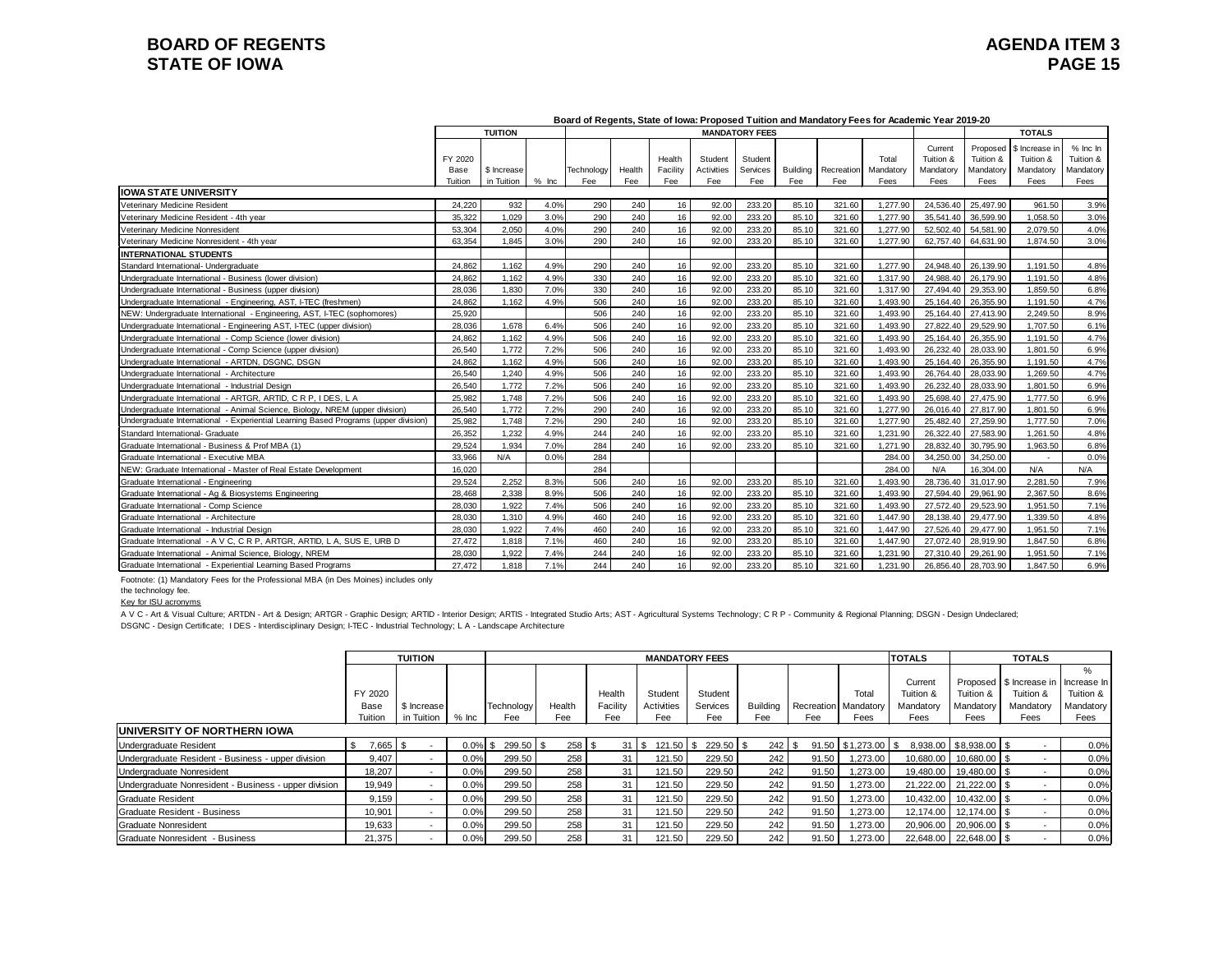**BOARD OF REGENTS**
**STATE OF IOWA**

**AGENDA ITEM 3**

**Board of Regents, State of Iowa: Proposed Tuition and Mandatory Fees for Academic Year 2019-20**

| | TUITION | | | MANDATORY FEES | | | | | | | | TOTALS | | | |
|---|---|---|---|---|---|---|---|---|---|---|---|---|---|---|---|
| | FY 2020 Base Tuition | $ Increase in Tuition | % Inc | Technology Fee | Health Fee | Health Facility Fee | Student Activities Fee | Student Services Fee | Building Fee | Recreation Fee | Total Mandatory Fees | Current Tuition & Mandatory Fees | Proposed Tuition & Mandatory Fees | $ Increase in Tuition & Mandatory Fees | % Inc In Tuition & Mandatory Fees |
| **IOWA STATE UNIVERSITY** | | | | | | | | | | | | | | | |
| Veterinary Medicine Resident | 24,220 | 932 | 4.0% | 290 | 240 | 16 | 92.00 | 233.20 | 85.10 | 321.60 | 1,277.90 | 24,536.40 | 25,497.90 | 961.50 | 3.9% |
| Veterinary Medicine Resident - 4th year | 35,322 | 1,029 | 3.0% | 290 | 240 | 16 | 92.00 | 233.20 | 85.10 | 321.60 | 1,277.90 | 35,541.40 | 36,599.90 | 1,058.50 | 3.0% |
| Veterinary Medicine Nonresident | 53,304 | 2,050 | 4.0% | 290 | 240 | 16 | 92.00 | 233.20 | 85.10 | 321.60 | 1,277.90 | 52,502.40 | 54,581.90 | 2,079.50 | 4.0% |
| Veterinary Medicine Nonresident - 4th year | 63,354 | 1,845 | 3.0% | 290 | 240 | 16 | 92.00 | 233.20 | 85.10 | 321.60 | 1,277.90 | 62,757.40 | 64,631.90 | 1,874.50 | 3.0% |
| **INTERNATIONAL STUDENTS** | | | | | | | | | | | | | | | |
| Standard International- Undergraduate | 24,862 | 1,162 | 4.9% | 290 | 240 | 16 | 92.00 | 233.20 | 85.10 | 321.60 | 1,277.90 | 24,948.40 | 26,139.90 | 1,191.50 | 4.8% |
| Undergraduate International - Business (lower division) | 24,862 | 1,162 | 4.9% | 330 | 240 | 16 | 92.00 | 233.20 | 85.10 | 321.60 | 1,317.90 | 24,988.40 | 26,179.90 | 1,191.50 | 4.8% |
| Undergraduate International - Business (upper division) | 28,036 | 1,830 | 7.0% | 330 | 240 | 16 | 92.00 | 233.20 | 85.10 | 321.60 | 1,317.90 | 27,494.40 | 29,353.90 | 1,859.50 | 6.8% |
| Undergraduate International - Engineering, AST, I-TEC (freshmen) | 24,862 | 1,162 | 4.9% | 506 | 240 | 16 | 92.00 | 233.20 | 85.10 | 321.60 | 1,493.90 | 25,164.40 | 26,355.90 | 1,191.50 | 4.7% |
| NEW: Undergraduate International - Engineering, AST, I-TEC (sophomores) | 25,920 | | | 506 | 240 | 16 | 92.00 | 233.20 | 85.10 | 321.60 | 1,493.90 | 25,164.40 | 27,413.90 | 2,249.50 | 8.9% |
| Undergraduate International - Engineering AST, I-TEC (upper division) | 28,036 | 1,678 | 6.4% | 506 | 240 | 16 | 92.00 | 233.20 | 85.10 | 321.60 | 1,493.90 | 27,822.40 | 29,529.90 | 1,707.50 | 6.1% |
| Undergraduate International - Comp Science (lower division) | 24,862 | 1,162 | 4.9% | 506 | 240 | 16 | 92.00 | 233.20 | 85.10 | 321.60 | 1,493.90 | 25,164.40 | 26,355.90 | 1,191.50 | 4.7% |
| Undergraduate International - Comp Science (upper division) | 26,540 | 1,772 | 7.2% | 506 | 240 | 16 | 92.00 | 233.20 | 85.10 | 321.60 | 1,493.90 | 26,232.40 | 28,033.90 | 1,801.50 | 6.9% |
| Undergraduate International - ARTDN, DSGNC, DSGN | 24,862 | 1,162 | 4.9% | 506 | 240 | 16 | 92.00 | 233.20 | 85.10 | 321.60 | 1,493.90 | 25,164.40 | 26,355.90 | 1,191.50 | 4.7% |
| Undergraduate International - Architecture | 26,540 | 1,240 | 4.9% | 506 | 240 | 16 | 92.00 | 233.20 | 85.10 | 321.60 | 1,493.90 | 26,764.40 | 28,033.90 | 1,269.50 | 4.7% |
| Undergraduate International - Industrial Design | 26,540 | 1,772 | 7.2% | 506 | 240 | 16 | 92.00 | 233.20 | 85.10 | 321.60 | 1,493.90 | 26,232.40 | 28,033.90 | 1,801.50 | 6.9% |
| Undergraduate International - ARTGR, ARTID, C R P, I DES, L A | 25,982 | 1,748 | 7.2% | 506 | 240 | 16 | 92.00 | 233.20 | 85.10 | 321.60 | 1,493.90 | 25,698.40 | 27,475.90 | 1,777.50 | 6.9% |
| Undergraduate International - Animal Science, Biology, NREM (upper division) | 26,540 | 1,772 | 7.2% | 290 | 240 | 16 | 92.00 | 233.20 | 85.10 | 321.60 | 1,277.90 | 26,016.40 | 27,817.90 | 1,801.50 | 6.9% |
| Undergraduate International - Experiential Learning Based Programs (upper division) | 25,982 | 1,748 | 7.2% | 290 | 240 | 16 | 92.00 | 233.20 | 85.10 | 321.60 | 1,277.90 | 25,482.40 | 27,259.90 | 1,777.50 | 7.0% |
| Standard International- Graduate | 26,352 | 1,232 | 4.9% | 244 | 240 | 16 | 92.00 | 233.20 | 85.10 | 321.60 | 1,231.90 | 26,322.40 | 27,583.90 | 1,261.50 | 4.8% |
| Graduate International - Business & Prof MBA (1) | 29,524 | 1,934 | 7.0% | 284 | 240 | 16 | 92.00 | 233.20 | 85.10 | 321.60 | 1,271.90 | 28,832.40 | 30,795.90 | 1,963.50 | 6.8% |
| Graduate International - Executive MBA | 33,966 | N/A | 0.0% | 284 | | | | | | | 284.00 | 34,250.00 | 34,250.00 | - | 0.0% |
| NEW: Graduate International - Master of Real Estate Development | 16,020 | | | 284 | | | | | | | 284.00 | N/A | 16,304.00 | N/A | N/A |
| Graduate International - Engineering | 29,524 | 2,252 | 8.3% | 506 | 240 | 16 | 92.00 | 233.20 | 85.10 | 321.60 | 1,493.90 | 28,736.40 | 31,017.90 | 2,281.50 | 7.9% |
| Graduate International - Ag & Biosystems Engineering | 28,468 | 2,338 | 8.9% | 506 | 240 | 16 | 92.00 | 233.20 | 85.10 | 321.60 | 1,493.90 | 27,594.40 | 29,961.90 | 2,367.50 | 8.6% |
| Graduate International - Comp Science | 28,030 | 1,922 | 7.4% | 506 | 240 | 16 | 92.00 | 233.20 | 85.10 | 321.60 | 1,493.90 | 27,572.40 | 29,523.90 | 1,951.50 | 7.1% |
| Graduate International - Architecture | 28,030 | 1,310 | 4.9% | 460 | 240 | 16 | 92.00 | 233.20 | 85.10 | 321.60 | 1,447.90 | 28,138.40 | 29,477.90 | 1,339.50 | 4.8% |
| Graduate International - Industrial Design | 28,030 | 1,922 | 7.4% | 460 | 240 | 16 | 92.00 | 233.20 | 85.10 | 321.60 | 1,447.90 | 27,526.40 | 29,477.90 | 1,951.50 | 7.1% |
| Graduate International - A V C, C R P, ARTGR, ARTID, L A, SUS E, URB D | 27,472 | 1,818 | 7.1% | 460 | 240 | 16 | 92.00 | 233.20 | 85.10 | 321.60 | 1,447.90 | 27,072.40 | 28,919.90 | 1,847.50 | 6.8% |
| Graduate International - Animal Science, Biology, NREM | 28,030 | 1,922 | 7.4% | 244 | 240 | 16 | 92.00 | 233.20 | 85.10 | 321.60 | 1,231.90 | 27,310.40 | 29,261.90 | 1,951.50 | 7.1% |
| Graduate International - Experiential Learning Based Programs | 27,472 | 1,818 | 7.1% | 244 | 240 | 16 | 92.00 | 233.20 | 85.10 | 321.60 | 1,231.90 | 26,856.40 | 28,703.90 | 1,847.50 | 6.9% |

Footnote: (1) Mandatory Fees for the Professional MBA (in Des Moines) includes only the technology fee.

Key for ISU acronyms

A V C - Art & Visual Culture; ARTDN - Art & Design; ARTGR - Graphic Design; ARTID - Interior Design; ARTIS - Integrated Studio Arts; AST - Agricultural Systems Technology; C R P - Community & Regional Planning; DSGN - Design Undeclared; DSGNC - Design Certificate; I DES - Interdisciplinary Design; I-TEC - Industrial Technology; L A - Landscape Architecture

| | TUITION | | | MANDATORY FEES | | | | | | | | TOTALS | TOTALS | | |
|---|---|---|---|---|---|---|---|---|---|---|---|---|---|---|---|
| | FY 2020 Base Tuition | $ Increase in Tuition | % Inc | Technology Fee | Health Fee | Health Facility Fee | Student Activities Fee | Student Services Fee | Building Fee | Recreation Fee | Total Mandatory Fees | Current Tuition & Mandatory Fees | Proposed Tuition & Mandatory Fees | $ Increase in Tuition & Mandatory Fees | % Increase In Tuition & Mandatory Fees |
| **UNIVERSITY OF NORTHERN IOWA** | | | | | | | | | | | | | | | |
| Undergraduate Resident | $ 7,665 | $ - | 0.0% | $ 299.50 | $ 258 | $ 31 | $ 121.50 | $ 229.50 | $ 242 | $ 91.50 | $1,273.00 | $ 8,938.00 | $8,938.00 | $ - | 0.0% |
| Undergraduate Resident - Business - upper division | 9,407 | - | 0.0% | 299.50 | 258 | 31 | 121.50 | 229.50 | 242 | 91.50 | 1,273.00 | 10,680.00 | 10,680.00 | $ - | 0.0% |
| Undergraduate Nonresident | 18,207 | - | 0.0% | 299.50 | 258 | 31 | 121.50 | 229.50 | 242 | 91.50 | 1,273.00 | 19,480.00 | 19,480.00 | $ - | 0.0% |
| Undergraduate Nonresident - Business - upper division | 19,949 | - | 0.0% | 299.50 | 258 | 31 | 121.50 | 229.50 | 242 | 91.50 | 1,273.00 | 21,222.00 | 21,222.00 | $ - | 0.0% |
| Graduate Resident | 9,159 | - | 0.0% | 299.50 | 258 | 31 | 121.50 | 229.50 | 242 | 91.50 | 1,273.00 | 10,432.00 | 10,432.00 | $ - | 0.0% |
| Graduate Resident - Business | 10,901 | - | 0.0% | 299.50 | 258 | 31 | 121.50 | 229.50 | 242 | 91.50 | 1,273.00 | 12,174.00 | 12,174.00 | $ - | 0.0% |
| Graduate Nonresident | 19,633 | - | 0.0% | 299.50 | 258 | 31 | 121.50 | 229.50 | 242 | 91.50 | 1,273.00 | 20,906.00 | 20,906.00 | $ - | 0.0% |
| Graduate Nonresident - Business | 21,375 | - | 0.0% | 299.50 | 258 | 31 | 121.50 | 229.50 | 242 | 91.50 | 1,273.00 | 22,648.00 | 22,648.00 | $ - | 0.0% |